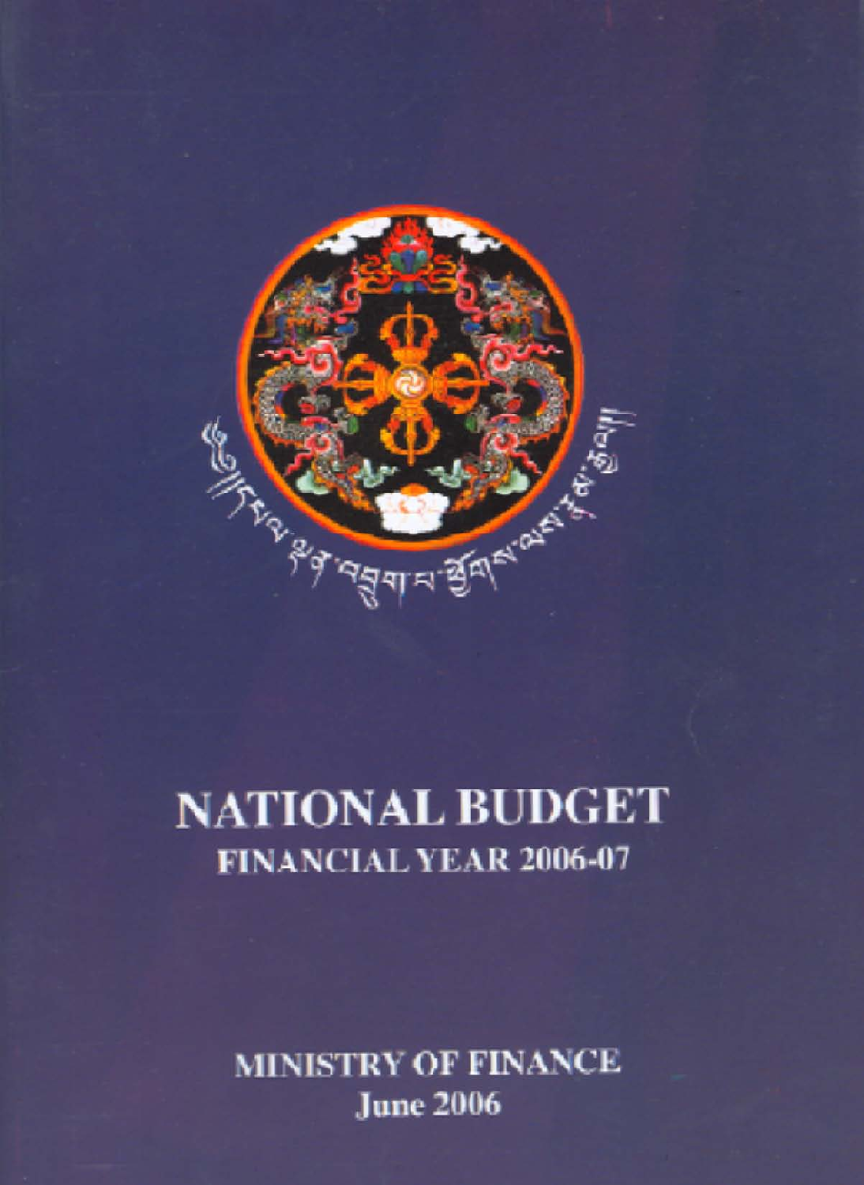# NATIONAL BUDGET

## FINANCIAL YEAR 2006-07

**MINISTRY OF FINANCE**

**June 2006**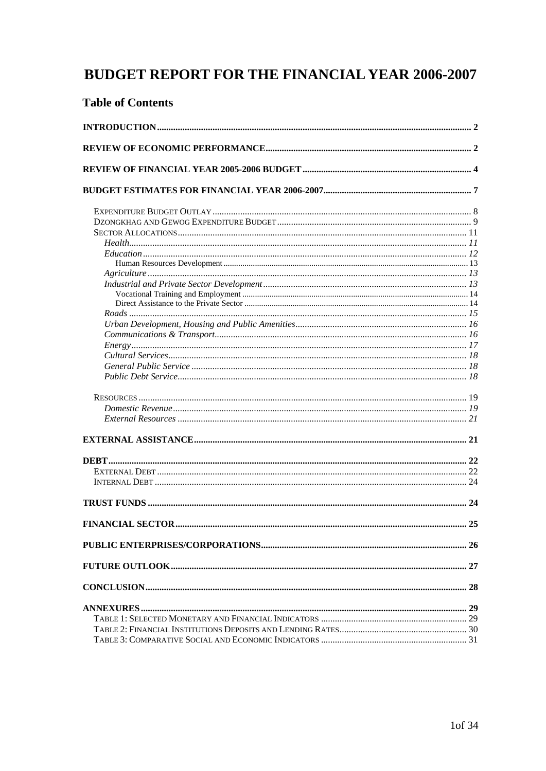# BUDGET REPORT FOR THE FINANCIAL YEAR 2006-2007

## Table of Contents

**INTRODUCTION** .......... 2

**REVIEW OF ECONOMIC PERFORMANCE** .......... 2

**REVIEW OF FINANCIAL YEAR 2005-2006 BUDGET** .......... 4

**BUDGET ESTIMATES FOR FINANCIAL YEAR 2006-2007** .......... 7

- Expenditure Budget Outlay .......... 8
- Dzongkhag and Gewog Expenditure Budget .......... 9
- Sector Allocations .......... 11
  - *Health* .......... 11
  - *Education* .......... 12
    - Human Resources Development .......... 13
  - *Agriculture* .......... 13
  - *Industrial and Private Sector Development* .......... 13
    - Vocational Training and Employment .......... 14
    - Direct Assistance to the Private Sector .......... 14
  - *Roads* .......... 15
  - *Urban Development, Housing and Public Amenities* .......... 16
  - *Communications & Transport* .......... 16
  - *Energy* .......... 17
  - *Cultural Services* .......... 18
  - *General Public Service* .......... 18
  - *Public Debt Service* .......... 18
- Resources .......... 19
  - *Domestic Revenue* .......... 19
  - *External Resources* .......... 21

**EXTERNAL ASSISTANCE** .......... 21

**DEBT** .......... 22

- External Debt .......... 22
- Internal Debt .......... 24

**TRUST FUNDS** .......... 24

**FINANCIAL SECTOR** .......... 25

**PUBLIC ENTERPRISES/CORPORATIONS** .......... 26

**FUTURE OUTLOOK** .......... 27

**CONCLUSION** .......... 28

**ANNEXURES** .......... 29

- Table 1: Selected Monetary and Financial Indicators .......... 29
- Table 2: Financial Institutions Deposits and Lending Rates .......... 30
- Table 3: Comparative Social and Economic Indicators .......... 31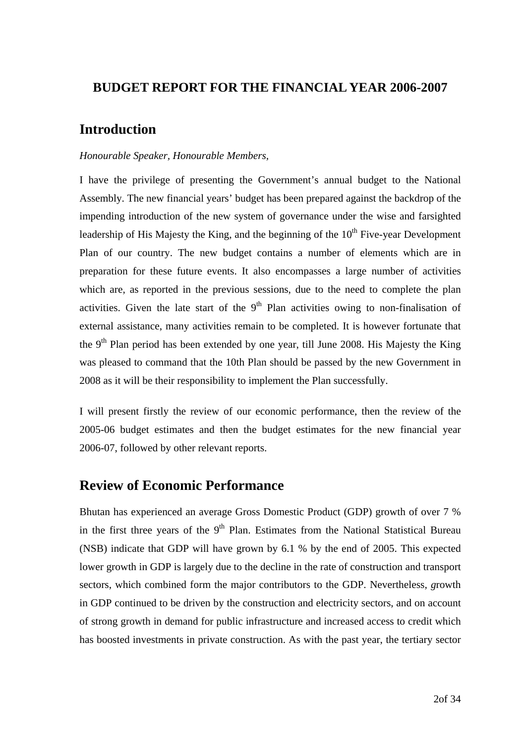# BUDGET REPORT FOR THE FINANCIAL YEAR 2006-2007

## Introduction

*Honourable Speaker, Honourable Members,*

I have the privilege of presenting the Government's annual budget to the National Assembly. The new financial years' budget has been prepared against the backdrop of the impending introduction of the new system of governance under the wise and farsighted leadership of His Majesty the King, and the beginning of the 10th Five-year Development Plan of our country. The new budget contains a number of elements which are in preparation for these future events. It also encompasses a large number of activities which are, as reported in the previous sessions, due to the need to complete the plan activities. Given the late start of the 9th Plan activities owing to non-finalisation of external assistance, many activities remain to be completed. It is however fortunate that the 9th Plan period has been extended by one year, till June 2008. His Majesty the King was pleased to command that the 10th Plan should be passed by the new Government in 2008 as it will be their responsibility to implement the Plan successfully.

I will present firstly the review of our economic performance, then the review of the 2005-06 budget estimates and then the budget estimates for the new financial year 2006-07, followed by other relevant reports.

## Review of Economic Performance

Bhutan has experienced an average Gross Domestic Product (GDP) growth of over 7 % in the first three years of the 9th Plan. Estimates from the National Statistical Bureau (NSB) indicate that GDP will have grown by 6.1 % by the end of 2005. This expected lower growth in GDP is largely due to the decline in the rate of construction and transport sectors, which combined form the major contributors to the GDP. Nevertheless, *g*rowth in GDP continued to be driven by the construction and electricity sectors, and on account of strong growth in demand for public infrastructure and increased access to credit which has boosted investments in private construction. As with the past year, the tertiary sector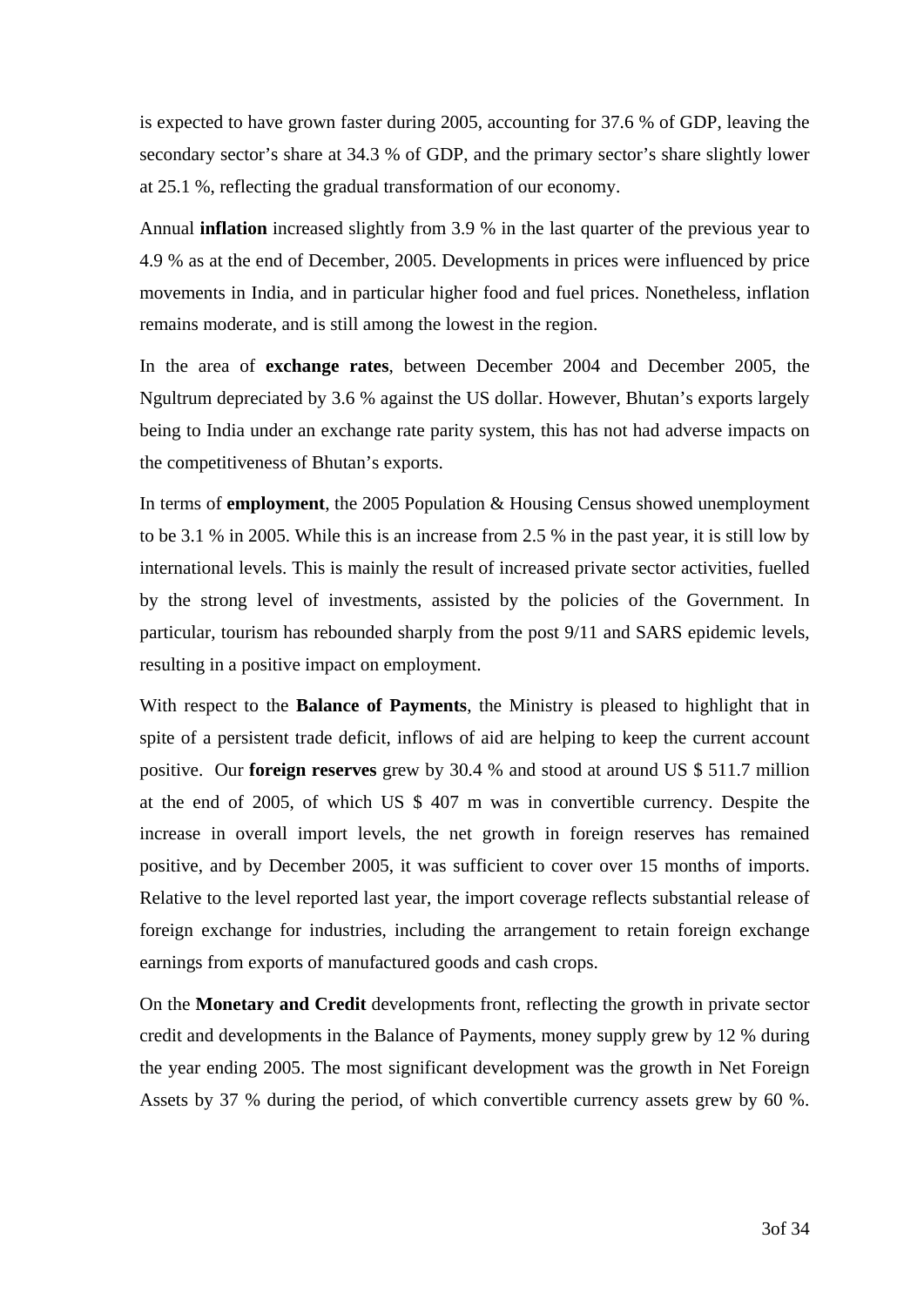is expected to have grown faster during 2005, accounting for 37.6 % of GDP, leaving the secondary sector's share at 34.3 % of GDP, and the primary sector's share slightly lower at 25.1 %, reflecting the gradual transformation of our economy.

Annual **inflation** increased slightly from 3.9 % in the last quarter of the previous year to 4.9 % as at the end of December, 2005. Developments in prices were influenced by price movements in India, and in particular higher food and fuel prices. Nonetheless, inflation remains moderate, and is still among the lowest in the region.

In the area of **exchange rates**, between December 2004 and December 2005, the Ngultrum depreciated by 3.6 % against the US dollar. However, Bhutan's exports largely being to India under an exchange rate parity system, this has not had adverse impacts on the competitiveness of Bhutan's exports.

In terms of **employment**, the 2005 Population & Housing Census showed unemployment to be 3.1 % in 2005. While this is an increase from 2.5 % in the past year, it is still low by international levels. This is mainly the result of increased private sector activities, fuelled by the strong level of investments, assisted by the policies of the Government. In particular, tourism has rebounded sharply from the post 9/11 and SARS epidemic levels, resulting in a positive impact on employment.

With respect to the **Balance of Payments**, the Ministry is pleased to highlight that in spite of a persistent trade deficit, inflows of aid are helping to keep the current account positive. Our **foreign reserves** grew by 30.4 % and stood at around US $ 511.7 million at the end of 2005, of which US $ 407 m was in convertible currency. Despite the increase in overall import levels, the net growth in foreign reserves has remained positive, and by December 2005, it was sufficient to cover over 15 months of imports. Relative to the level reported last year, the import coverage reflects substantial release of foreign exchange for industries, including the arrangement to retain foreign exchange earnings from exports of manufactured goods and cash crops.

On the **Monetary and Credit** developments front, reflecting the growth in private sector credit and developments in the Balance of Payments, money supply grew by 12 % during the year ending 2005. The most significant development was the growth in Net Foreign Assets by 37 % during the period, of which convertible currency assets grew by 60 %.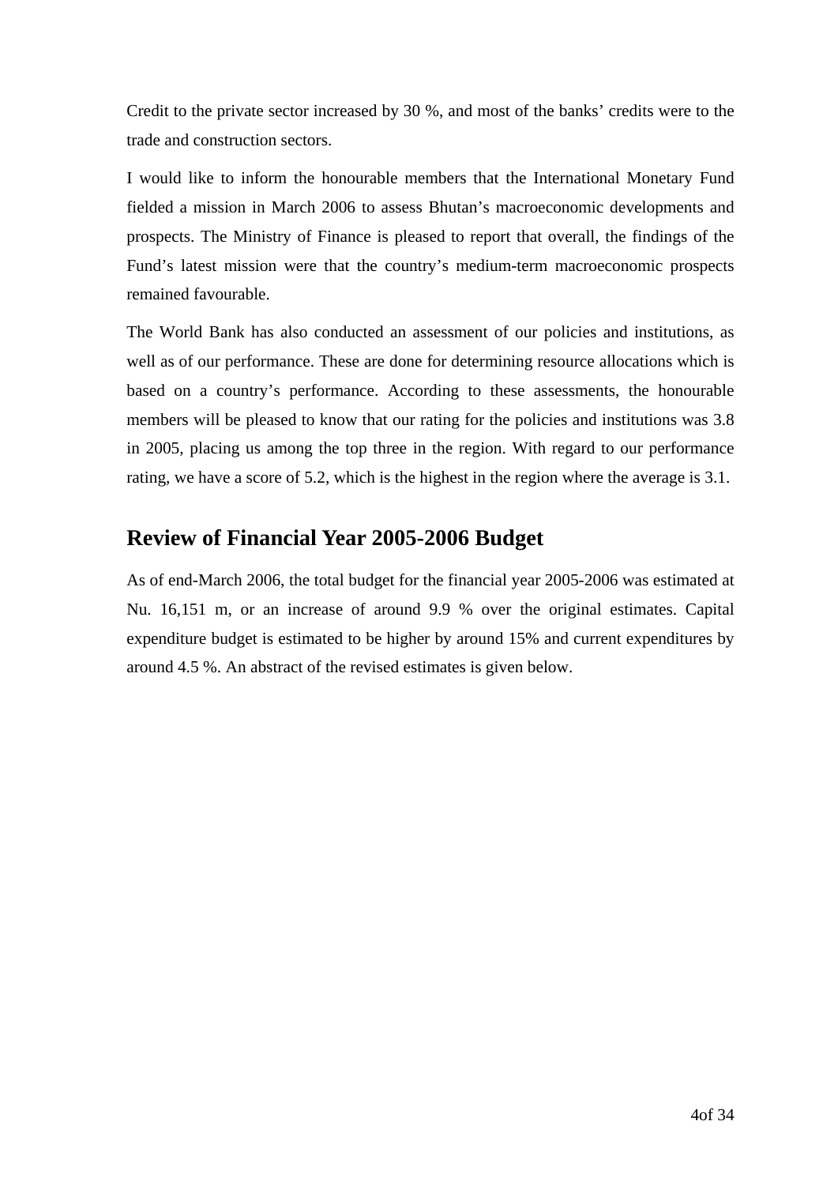Credit to the private sector increased by 30 %, and most of the banks' credits were to the trade and construction sectors.

I would like to inform the honourable members that the International Monetary Fund fielded a mission in March 2006 to assess Bhutan's macroeconomic developments and prospects. The Ministry of Finance is pleased to report that overall, the findings of the Fund's latest mission were that the country's medium-term macroeconomic prospects remained favourable.

The World Bank has also conducted an assessment of our policies and institutions, as well as of our performance. These are done for determining resource allocations which is based on a country's performance. According to these assessments, the honourable members will be pleased to know that our rating for the policies and institutions was 3.8 in 2005, placing us among the top three in the region. With regard to our performance rating, we have a score of 5.2, which is the highest in the region where the average is 3.1.

## Review of Financial Year 2005-2006 Budget

As of end-March 2006, the total budget for the financial year 2005-2006 was estimated at Nu. 16,151 m, or an increase of around 9.9 % over the original estimates. Capital expenditure budget is estimated to be higher by around 15% and current expenditures by around 4.5 %. An abstract of the revised estimates is given below.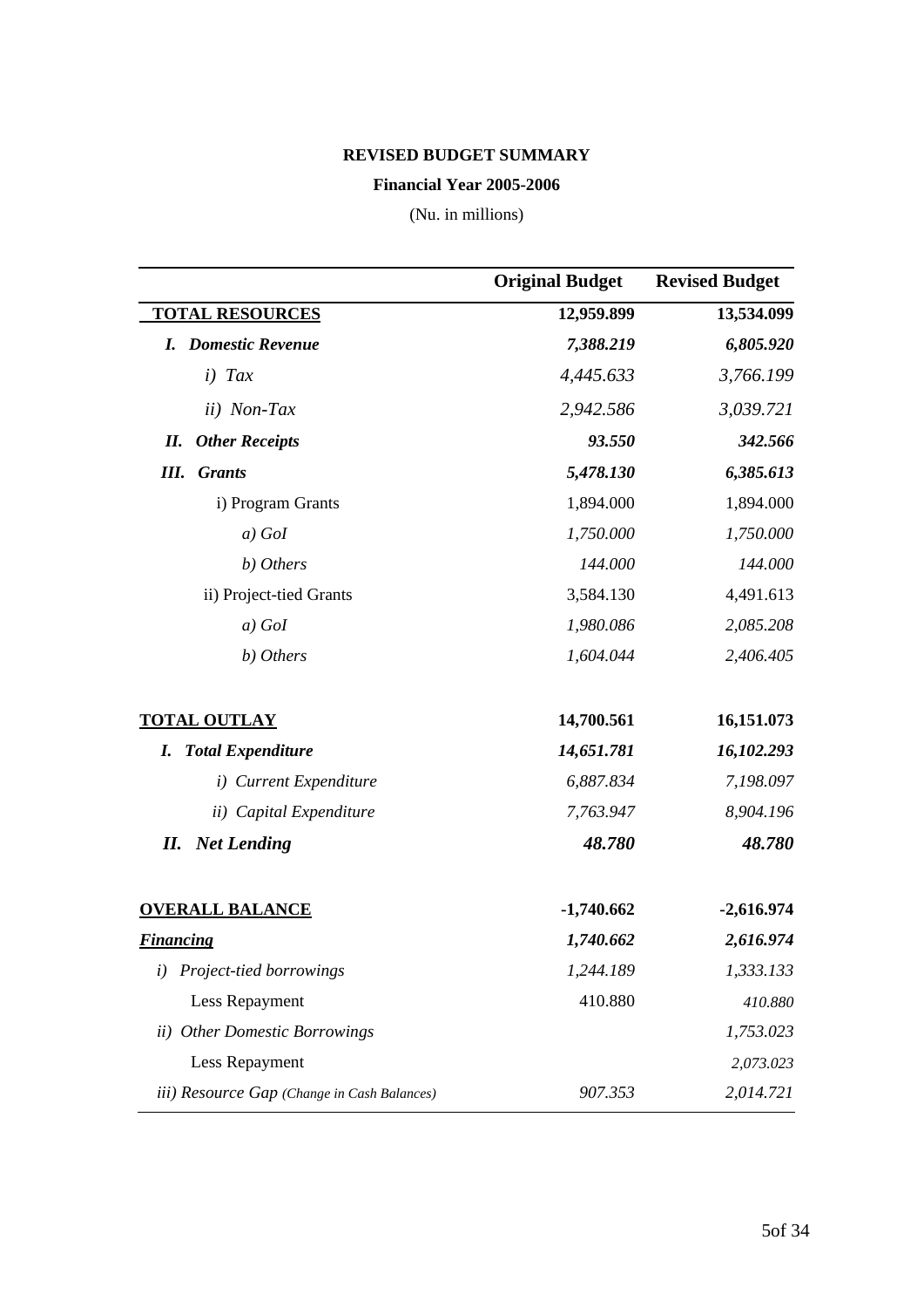**REVISED BUDGET SUMMARY**

**Financial Year 2005-2006**

(Nu. in millions)

| | **Original Budget** | **Revised Budget** |
|---|---|---|
| **TOTAL RESOURCES** | **12,959.899** | **13,534.099** |
| ***I. Domestic Revenue*** | ***7,388.219*** | ***6,805.920*** |
| *i) Tax* | *4,445.633* | *3,766.199* |
| *ii) Non-Tax* | *2,942.586* | *3,039.721* |
| ***II. Other Receipts*** | ***93.550*** | ***342.566*** |
| ***III. Grants*** | ***5,478.130*** | ***6,385.613*** |
| i) Program Grants | 1,894.000 | 1,894.000 |
| *a) GoI* | *1,750.000* | *1,750.000* |
| *b) Others* | *144.000* | *144.000* |
| ii) Project-tied Grants | 3,584.130 | 4,491.613 |
| *a) GoI* | *1,980.086* | *2,085.208* |
| *b) Others* | *1,604.044* | *2,406.405* |
| | | |
| **TOTAL OUTLAY** | **14,700.561** | **16,151.073** |
| ***I. Total Expenditure*** | ***14,651.781*** | ***16,102.293*** |
| *i) Current Expenditure* | *6,887.834* | *7,198.097* |
| *ii) Capital Expenditure* | *7,763.947* | *8,904.196* |
| ***II. Net Lending*** | ***48.780*** | ***48.780*** |
| | | |
| **OVERALL BALANCE** | **-1,740.662** | **-2,616.974** |
| ***Financing*** | ***1,740.662*** | ***2,616.974*** |
| *i) Project-tied borrowings* | *1,244.189* | *1,333.133* |
| Less Repayment | 410.880 | *410.880* |
| *ii) Other Domestic Borrowings* | | *1,753.023* |
| Less Repayment | | *2,073.023* |
| *iii) Resource Gap (Change in Cash Balances)* | *907.353* | *2,014.721* |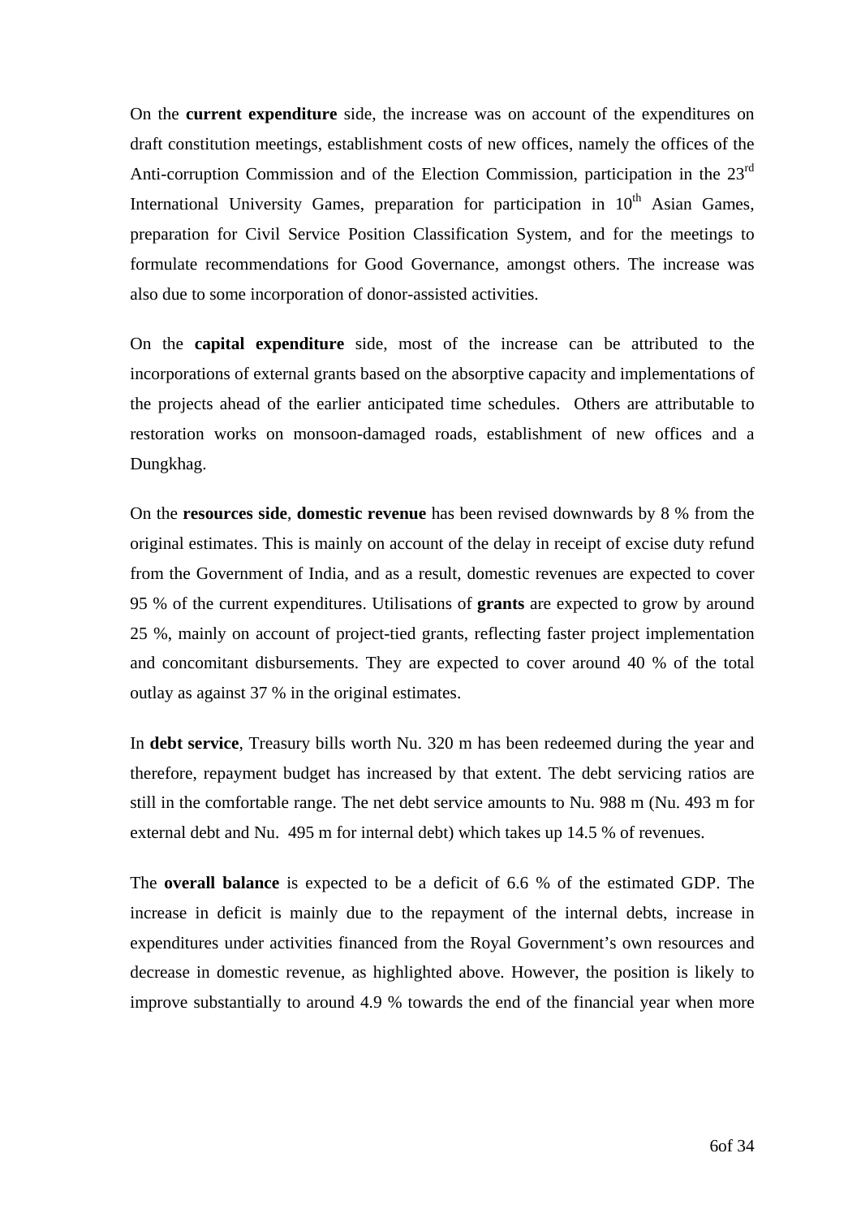On the **current expenditure** side, the increase was on account of the expenditures on draft constitution meetings, establishment costs of new offices, namely the offices of the Anti-corruption Commission and of the Election Commission, participation in the 23rd International University Games, preparation for participation in 10th Asian Games, preparation for Civil Service Position Classification System, and for the meetings to formulate recommendations for Good Governance, amongst others. The increase was also due to some incorporation of donor-assisted activities.

On the **capital expenditure** side, most of the increase can be attributed to the incorporations of external grants based on the absorptive capacity and implementations of the projects ahead of the earlier anticipated time schedules. Others are attributable to restoration works on monsoon-damaged roads, establishment of new offices and a Dungkhag.

On the **resources side**, **domestic revenue** has been revised downwards by 8 % from the original estimates. This is mainly on account of the delay in receipt of excise duty refund from the Government of India, and as a result, domestic revenues are expected to cover 95 % of the current expenditures. Utilisations of **grants** are expected to grow by around 25 %, mainly on account of project-tied grants, reflecting faster project implementation and concomitant disbursements. They are expected to cover around 40 % of the total outlay as against 37 % in the original estimates.

In **debt service**, Treasury bills worth Nu. 320 m has been redeemed during the year and therefore, repayment budget has increased by that extent. The debt servicing ratios are still in the comfortable range. The net debt service amounts to Nu. 988 m (Nu. 493 m for external debt and Nu. 495 m for internal debt) which takes up 14.5 % of revenues.

The **overall balance** is expected to be a deficit of 6.6 % of the estimated GDP. The increase in deficit is mainly due to the repayment of the internal debts, increase in expenditures under activities financed from the Royal Government's own resources and decrease in domestic revenue, as highlighted above. However, the position is likely to improve substantially to around 4.9 % towards the end of the financial year when more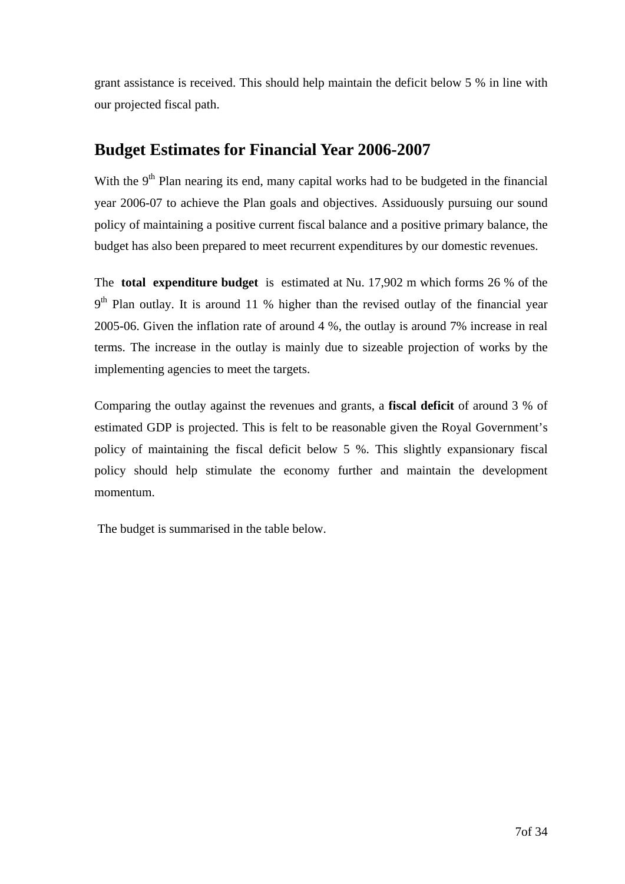grant assistance is received. This should help maintain the deficit below 5 % in line with our projected fiscal path.

## Budget Estimates for Financial Year 2006-2007

With the 9th Plan nearing its end, many capital works had to be budgeted in the financial year 2006-07 to achieve the Plan goals and objectives. Assiduously pursuing our sound policy of maintaining a positive current fiscal balance and a positive primary balance, the budget has also been prepared to meet recurrent expenditures by our domestic revenues.

The **total expenditure budget** is estimated at Nu. 17,902 m which forms 26 % of the 9th Plan outlay. It is around 11 % higher than the revised outlay of the financial year 2005-06. Given the inflation rate of around 4 %, the outlay is around 7% increase in real terms. The increase in the outlay is mainly due to sizeable projection of works by the implementing agencies to meet the targets.

Comparing the outlay against the revenues and grants, a **fiscal deficit** of around 3 % of estimated GDP is projected. This is felt to be reasonable given the Royal Government's policy of maintaining the fiscal deficit below 5 %. This slightly expansionary fiscal policy should help stimulate the economy further and maintain the development momentum.

The budget is summarised in the table below.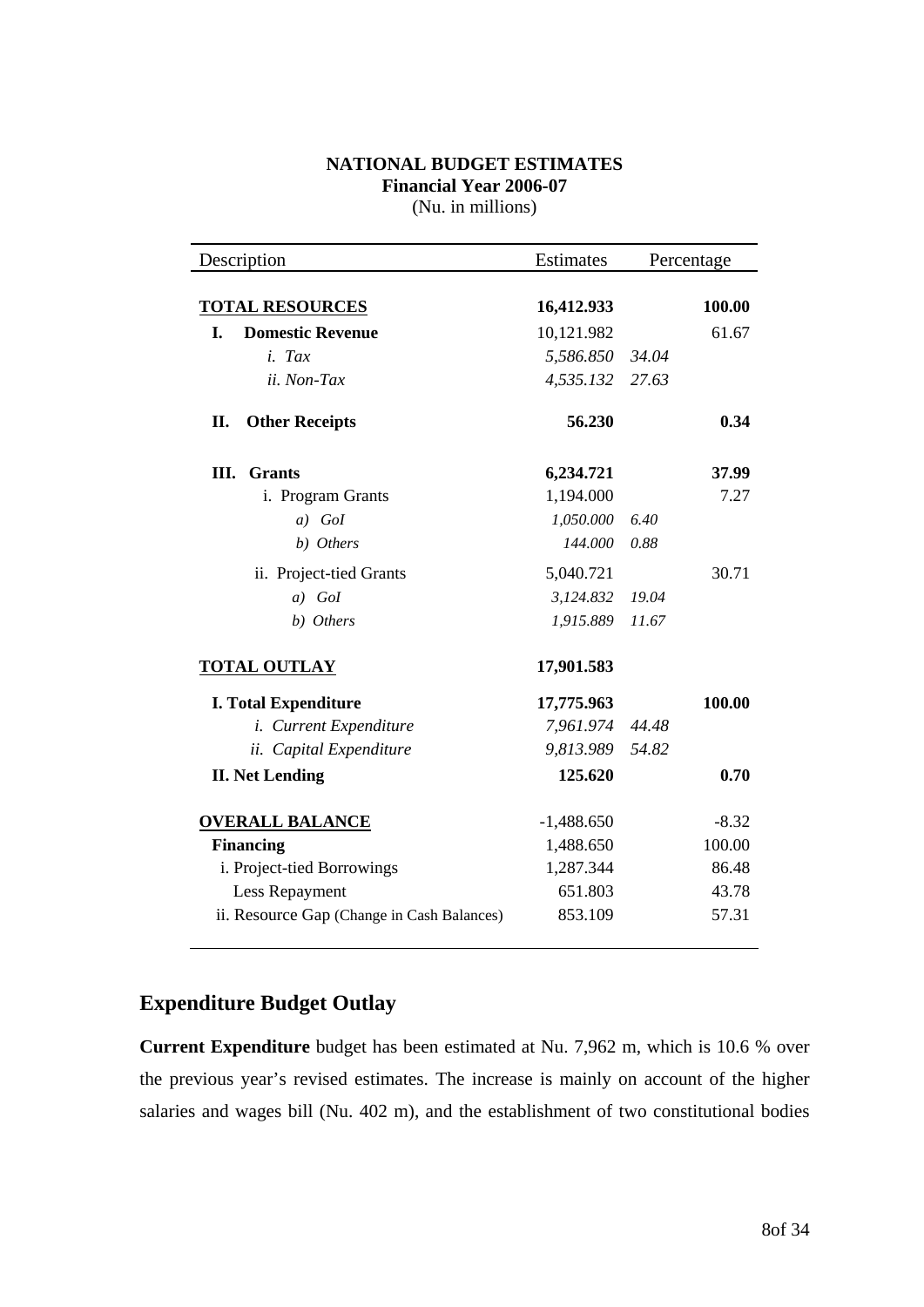**NATIONAL BUDGET ESTIMATES**
**Financial Year 2006-07**
(Nu. in millions)

| Description | Estimates | Percentage | |
|---|---|---|---|
| **TOTAL RESOURCES** | **16,412.933** | | **100.00** |
| **I. Domestic Revenue** | 10,121.982 | | 61.67 |
| *i. Tax* | *5,586.850* | *34.04* | |
| *ii. Non-Tax* | *4,535.132* | *27.63* | |
| **II. Other Receipts** | **56.230** | | **0.34** |
| **III. Grants** | **6,234.721** | | **37.99** |
| i. Program Grants | 1,194.000 | | 7.27 |
| *a) GoI* | *1,050.000* | *6.40* | |
| *b) Others* | *144.000* | *0.88* | |
| ii. Project-tied Grants | 5,040.721 | | 30.71 |
| *a) GoI* | *3,124.832* | *19.04* | |
| *b) Others* | *1,915.889* | *11.67* | |
| **TOTAL OUTLAY** | **17,901.583** | | |
| **I. Total Expenditure** | **17,775.963** | | **100.00** |
| *i. Current Expenditure* | *7,961.974* | *44.48* | |
| *ii. Capital Expenditure* | *9,813.989* | *54.82* | |
| **II. Net Lending** | **125.620** | | **0.70** |
| **OVERALL BALANCE** | -1,488.650 | | -8.32 |
| **Financing** | 1,488.650 | | 100.00 |
| i. Project-tied Borrowings | 1,287.344 | | 86.48 |
| Less Repayment | 651.803 | | 43.78 |
| ii. Resource Gap (Change in Cash Balances) | 853.109 | | 57.31 |

## Expenditure Budget Outlay

**Current Expenditure** budget has been estimated at Nu. 7,962 m, which is 10.6 % over the previous year's revised estimates. The increase is mainly on account of the higher salaries and wages bill (Nu. 402 m), and the establishment of two constitutional bodies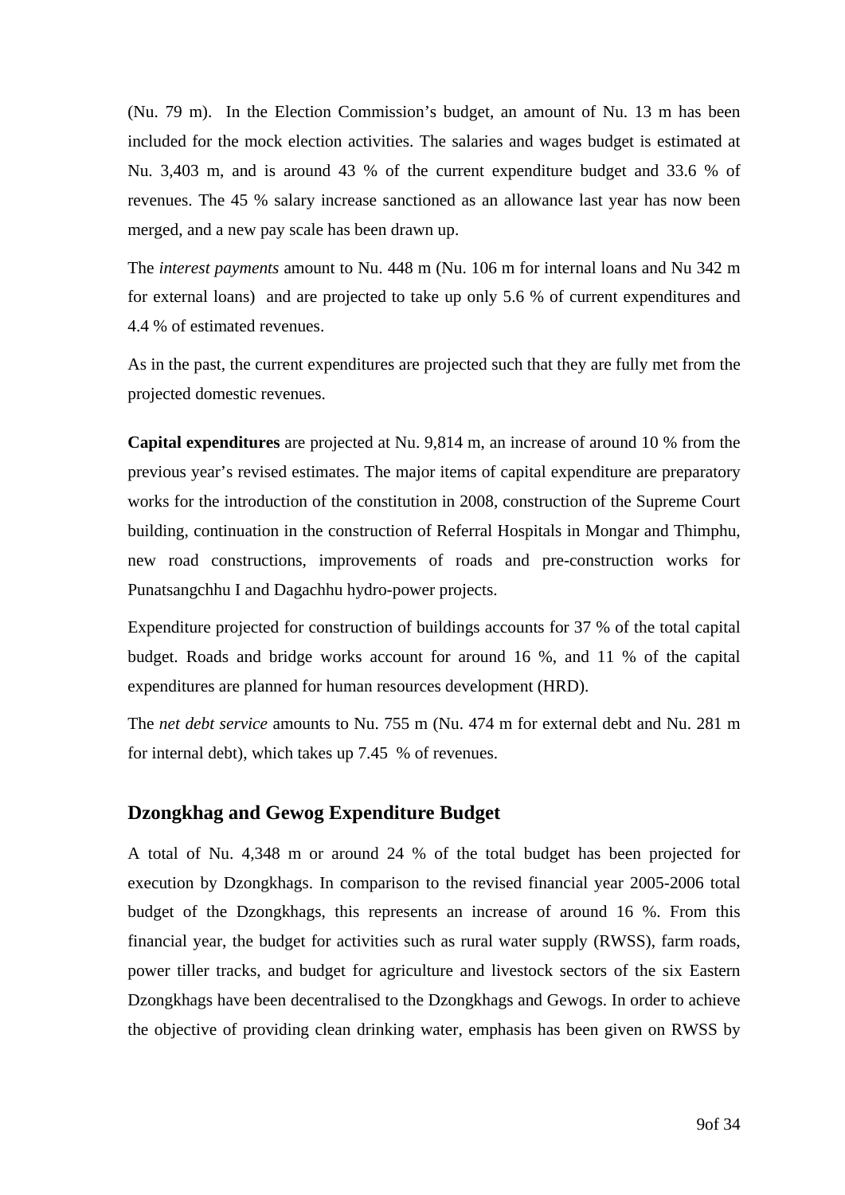(Nu. 79 m). In the Election Commission's budget, an amount of Nu. 13 m has been included for the mock election activities. The salaries and wages budget is estimated at Nu. 3,403 m, and is around 43 % of the current expenditure budget and 33.6 % of revenues. The 45 % salary increase sanctioned as an allowance last year has now been merged, and a new pay scale has been drawn up.

The *interest payments* amount to Nu. 448 m (Nu. 106 m for internal loans and Nu 342 m for external loans) and are projected to take up only 5.6 % of current expenditures and 4.4 % of estimated revenues.

As in the past, the current expenditures are projected such that they are fully met from the projected domestic revenues.

**Capital expenditures** are projected at Nu. 9,814 m, an increase of around 10 % from the previous year's revised estimates. The major items of capital expenditure are preparatory works for the introduction of the constitution in 2008, construction of the Supreme Court building, continuation in the construction of Referral Hospitals in Mongar and Thimphu, new road constructions, improvements of roads and pre-construction works for Punatsangchhu I and Dagachhu hydro-power projects.

Expenditure projected for construction of buildings accounts for 37 % of the total capital budget. Roads and bridge works account for around 16 %, and 11 % of the capital expenditures are planned for human resources development (HRD).

The *net debt service* amounts to Nu. 755 m (Nu. 474 m for external debt and Nu. 281 m for internal debt), which takes up 7.45 % of revenues.

## Dzongkhag and Gewog Expenditure Budget

A total of Nu. 4,348 m or around 24 % of the total budget has been projected for execution by Dzongkhags. In comparison to the revised financial year 2005-2006 total budget of the Dzongkhags, this represents an increase of around 16 %. From this financial year, the budget for activities such as rural water supply (RWSS), farm roads, power tiller tracks, and budget for agriculture and livestock sectors of the six Eastern Dzongkhags have been decentralised to the Dzongkhags and Gewogs. In order to achieve the objective of providing clean drinking water, emphasis has been given on RWSS by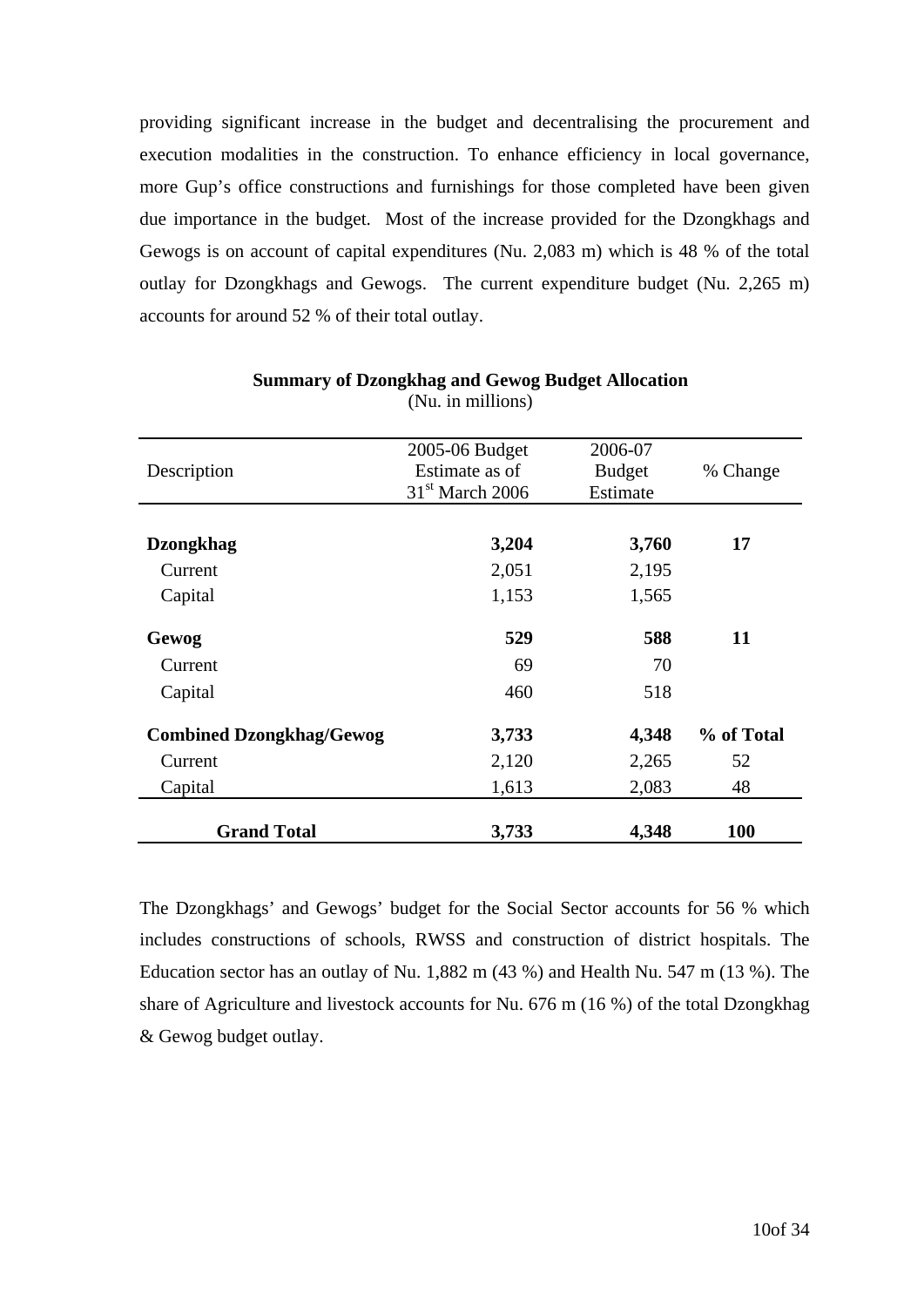providing significant increase in the budget and decentralising the procurement and execution modalities in the construction. To enhance efficiency in local governance, more Gup's office constructions and furnishings for those completed have been given due importance in the budget. Most of the increase provided for the Dzongkhags and Gewogs is on account of capital expenditures (Nu. 2,083 m) which is 48 % of the total outlay for Dzongkhags and Gewogs. The current expenditure budget (Nu. 2,265 m) accounts for around 52 % of their total outlay.

**Summary of Dzongkhag and Gewog Budget Allocation**
(Nu. in millions)

| Description | 2005-06 Budget Estimate as of 31st March 2006 | 2006-07 Budget Estimate | % Change |
|---|---|---|---|
| **Dzongkhag** | **3,204** | **3,760** | **17** |
| Current | 2,051 | 2,195 | |
| Capital | 1,153 | 1,565 | |
| **Gewog** | **529** | **588** | **11** |
| Current | 69 | 70 | |
| Capital | 460 | 518 | |
| **Combined Dzongkhag/Gewog** | **3,733** | **4,348** | **% of Total** |
| Current | 2,120 | 2,265 | 52 |
| Capital | 1,613 | 2,083 | 48 |
| **Grand Total** | **3,733** | **4,348** | **100** |

The Dzongkhags' and Gewogs' budget for the Social Sector accounts for 56 % which includes constructions of schools, RWSS and construction of district hospitals. The Education sector has an outlay of Nu. 1,882 m (43 %) and Health Nu. 547 m (13 %). The share of Agriculture and livestock accounts for Nu. 676 m (16 %) of the total Dzongkhag & Gewog budget outlay.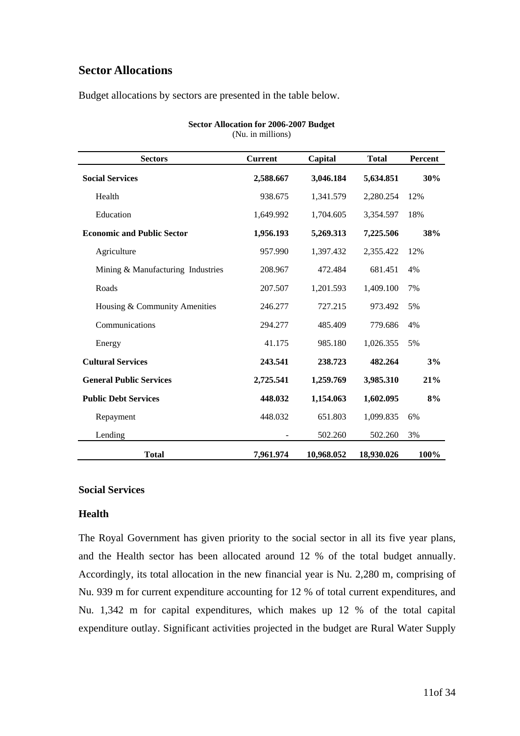## Sector Allocations

Budget allocations by sectors are presented in the table below.

**Sector Allocation for 2006-2007 Budget**
(Nu. in millions)

| Sectors | Current | Capital | Total | Percent |
|---|---|---|---|---|
| **Social Services** | **2,588.667** | **3,046.184** | **5,634.851** | **30%** |
| Health | 938.675 | 1,341.579 | 2,280.254 | 12% |
| Education | 1,649.992 | 1,704.605 | 3,354.597 | 18% |
| **Economic and Public Sector** | **1,956.193** | **5,269.313** | **7,225.506** | **38%** |
| Agriculture | 957.990 | 1,397.432 | 2,355.422 | 12% |
| Mining & Manufacturing Industries | 208.967 | 472.484 | 681.451 | 4% |
| Roads | 207.507 | 1,201.593 | 1,409.100 | 7% |
| Housing & Community Amenities | 246.277 | 727.215 | 973.492 | 5% |
| Communications | 294.277 | 485.409 | 779.686 | 4% |
| Energy | 41.175 | 985.180 | 1,026.355 | 5% |
| **Cultural Services** | **243.541** | **238.723** | **482.264** | **3%** |
| **General Public Services** | **2,725.541** | **1,259.769** | **3,985.310** | **21%** |
| **Public Debt Services** | **448.032** | **1,154.063** | **1,602.095** | **8%** |
| Repayment | 448.032 | 651.803 | 1,099.835 | 6% |
| Lending | - | 502.260 | 502.260 | 3% |
| **Total** | **7,961.974** | **10,968.052** | **18,930.026** | **100%** |

### Social Services

### Health

The Royal Government has given priority to the social sector in all its five year plans, and the Health sector has been allocated around 12 % of the total budget annually. Accordingly, its total allocation in the new financial year is Nu. 2,280 m, comprising of Nu. 939 m for current expenditure accounting for 12 % of total current expenditures, and Nu. 1,342 m for capital expenditures, which makes up 12 % of the total capital expenditure outlay. Significant activities projected in the budget are Rural Water Supply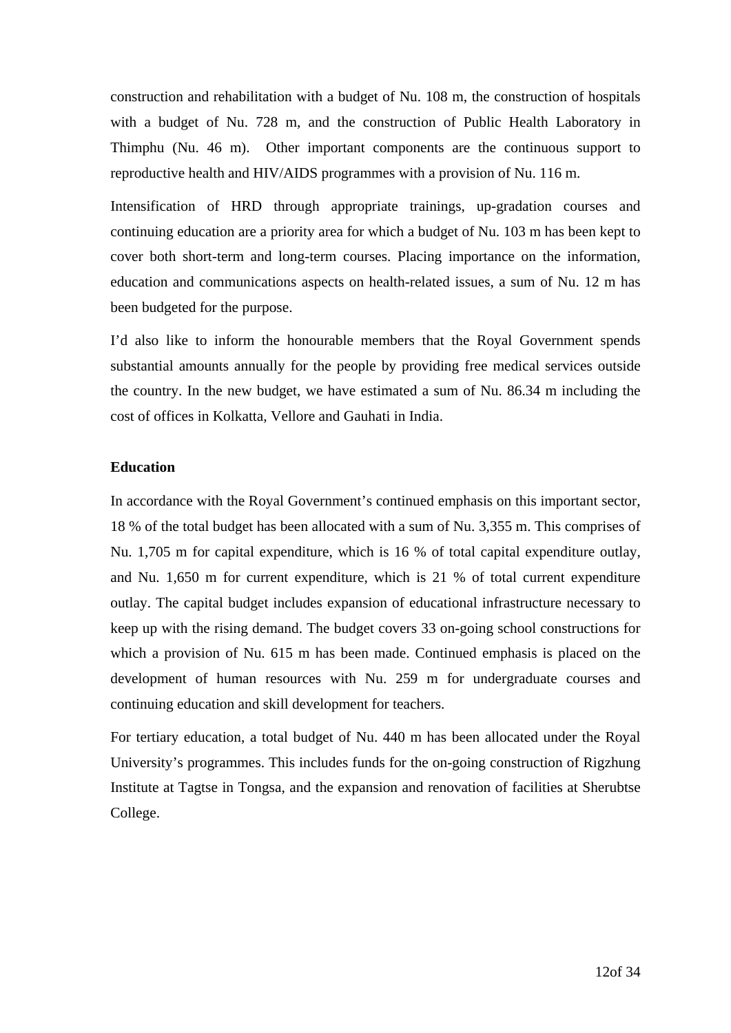construction and rehabilitation with a budget of Nu. 108 m, the construction of hospitals with a budget of Nu. 728 m, and the construction of Public Health Laboratory in Thimphu (Nu. 46 m). Other important components are the continuous support to reproductive health and HIV/AIDS programmes with a provision of Nu. 116 m.

Intensification of HRD through appropriate trainings, up-gradation courses and continuing education are a priority area for which a budget of Nu. 103 m has been kept to cover both short-term and long-term courses. Placing importance on the information, education and communications aspects on health-related issues, a sum of Nu. 12 m has been budgeted for the purpose.

I'd also like to inform the honourable members that the Royal Government spends substantial amounts annually for the people by providing free medical services outside the country. In the new budget, we have estimated a sum of Nu. 86.34 m including the cost of offices in Kolkatta, Vellore and Gauhati in India.

**Education**

In accordance with the Royal Government's continued emphasis on this important sector, 18 % of the total budget has been allocated with a sum of Nu. 3,355 m. This comprises of Nu. 1,705 m for capital expenditure, which is 16 % of total capital expenditure outlay, and Nu. 1,650 m for current expenditure, which is 21 % of total current expenditure outlay. The capital budget includes expansion of educational infrastructure necessary to keep up with the rising demand. The budget covers 33 on-going school constructions for which a provision of Nu. 615 m has been made. Continued emphasis is placed on the development of human resources with Nu. 259 m for undergraduate courses and continuing education and skill development for teachers.

For tertiary education, a total budget of Nu. 440 m has been allocated under the Royal University's programmes. This includes funds for the on-going construction of Rigzhung Institute at Tagtse in Tongsa, and the expansion and renovation of facilities at Sherubtse College.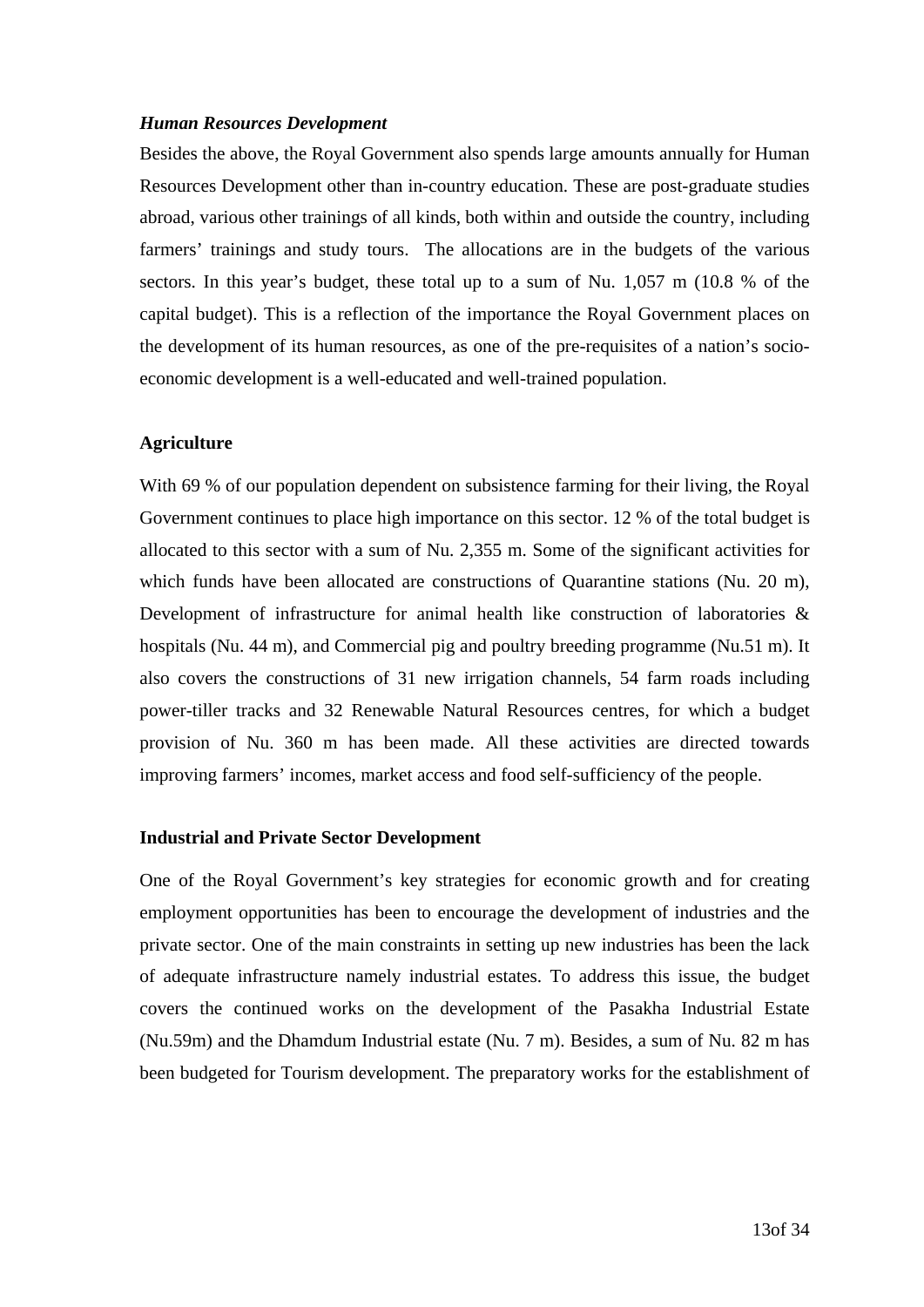***Human Resources Development***

Besides the above, the Royal Government also spends large amounts annually for Human Resources Development other than in-country education. These are post-graduate studies abroad, various other trainings of all kinds, both within and outside the country, including farmers' trainings and study tours. The allocations are in the budgets of the various sectors. In this year's budget, these total up to a sum of Nu. 1,057 m (10.8 % of the capital budget). This is a reflection of the importance the Royal Government places on the development of its human resources, as one of the pre-requisites of a nation's socio-economic development is a well-educated and well-trained population.

**Agriculture**

With 69 % of our population dependent on subsistence farming for their living, the Royal Government continues to place high importance on this sector. 12 % of the total budget is allocated to this sector with a sum of Nu. 2,355 m. Some of the significant activities for which funds have been allocated are constructions of Quarantine stations (Nu. 20 m), Development of infrastructure for animal health like construction of laboratories & hospitals (Nu. 44 m), and Commercial pig and poultry breeding programme (Nu.51 m). It also covers the constructions of 31 new irrigation channels, 54 farm roads including power-tiller tracks and 32 Renewable Natural Resources centres, for which a budget provision of Nu. 360 m has been made. All these activities are directed towards improving farmers' incomes, market access and food self-sufficiency of the people.

**Industrial and Private Sector Development**

One of the Royal Government's key strategies for economic growth and for creating employment opportunities has been to encourage the development of industries and the private sector. One of the main constraints in setting up new industries has been the lack of adequate infrastructure namely industrial estates. To address this issue, the budget covers the continued works on the development of the Pasakha Industrial Estate (Nu.59m) and the Dhamdum Industrial estate (Nu. 7 m). Besides, a sum of Nu. 82 m has been budgeted for Tourism development. The preparatory works for the establishment of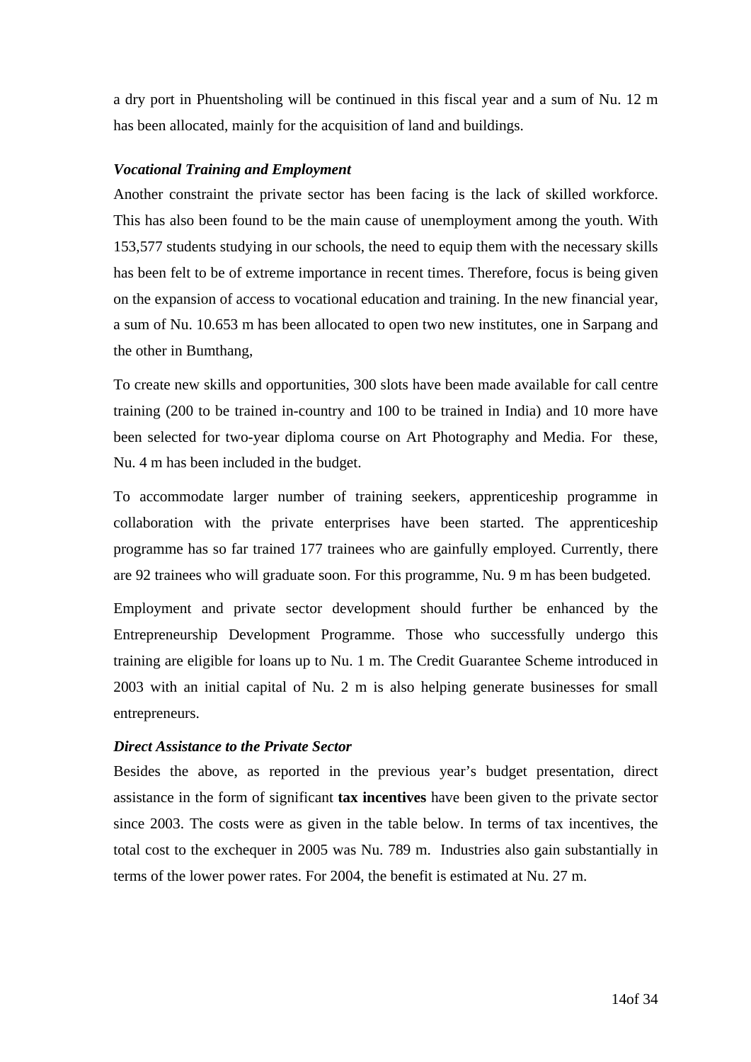a dry port in Phuentsholing will be continued in this fiscal year and a sum of Nu. 12 m has been allocated, mainly for the acquisition of land and buildings.

***Vocational Training and Employment***

Another constraint the private sector has been facing is the lack of skilled workforce. This has also been found to be the main cause of unemployment among the youth. With 153,577 students studying in our schools, the need to equip them with the necessary skills has been felt to be of extreme importance in recent times. Therefore, focus is being given on the expansion of access to vocational education and training. In the new financial year, a sum of Nu. 10.653 m has been allocated to open two new institutes, one in Sarpang and the other in Bumthang,

To create new skills and opportunities, 300 slots have been made available for call centre training (200 to be trained in-country and 100 to be trained in India) and 10 more have been selected for two-year diploma course on Art Photography and Media. For these, Nu. 4 m has been included in the budget.

To accommodate larger number of training seekers, apprenticeship programme in collaboration with the private enterprises have been started. The apprenticeship programme has so far trained 177 trainees who are gainfully employed. Currently, there are 92 trainees who will graduate soon. For this programme, Nu. 9 m has been budgeted.

Employment and private sector development should further be enhanced by the Entrepreneurship Development Programme. Those who successfully undergo this training are eligible for loans up to Nu. 1 m. The Credit Guarantee Scheme introduced in 2003 with an initial capital of Nu. 2 m is also helping generate businesses for small entrepreneurs.

***Direct Assistance to the Private Sector***

Besides the above, as reported in the previous year's budget presentation, direct assistance in the form of significant **tax incentives** have been given to the private sector since 2003. The costs were as given in the table below. In terms of tax incentives, the total cost to the exchequer in 2005 was Nu. 789 m. Industries also gain substantially in terms of the lower power rates. For 2004, the benefit is estimated at Nu. 27 m.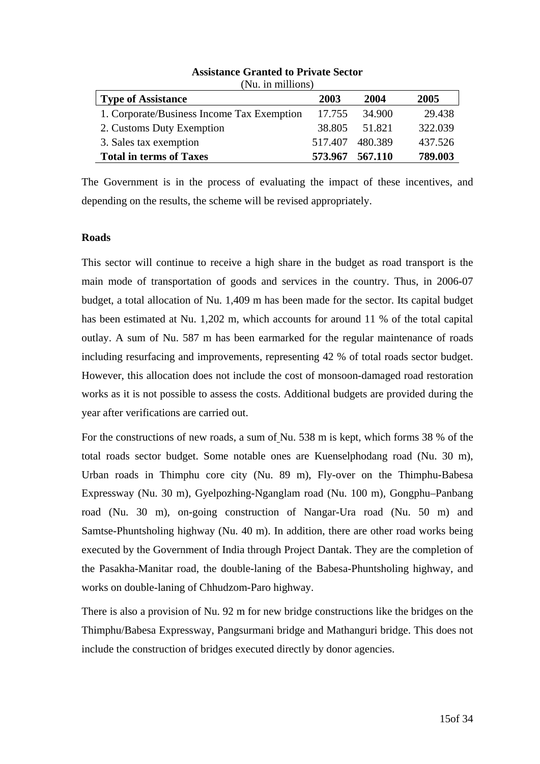**Assistance Granted to Private Sector**
(Nu. in millions)

| Type of Assistance | 2003 | 2004 | 2005 |
|---|---|---|---|
| 1. Corporate/Business Income Tax Exemption | 17.755 | 34.900 | 29.438 |
| 2. Customs Duty Exemption | 38.805 | 51.821 | 322.039 |
| 3. Sales tax exemption | 517.407 | 480.389 | 437.526 |
| **Total in terms of Taxes** | **573.967** | **567.110** | **789.003** |

The Government is in the process of evaluating the impact of these incentives, and depending on the results, the scheme will be revised appropriately.

**Roads**

This sector will continue to receive a high share in the budget as road transport is the main mode of transportation of goods and services in the country. Thus, in 2006-07 budget, a total allocation of Nu. 1,409 m has been made for the sector. Its capital budget has been estimated at Nu. 1,202 m, which accounts for around 11 % of the total capital outlay. A sum of Nu. 587 m has been earmarked for the regular maintenance of roads including resurfacing and improvements, representing 42 % of total roads sector budget. However, this allocation does not include the cost of monsoon-damaged road restoration works as it is not possible to assess the costs. Additional budgets are provided during the year after verifications are carried out.

For the constructions of new roads, a sum of Nu. 538 m is kept, which forms 38 % of the total roads sector budget. Some notable ones are Kuenselphodang road (Nu. 30 m), Urban roads in Thimphu core city (Nu. 89 m), Fly-over on the Thimphu-Babesa Expressway (Nu. 30 m), Gyelpozhing-Nganglam road (Nu. 100 m), Gongphu–Panbang road (Nu. 30 m), on-going construction of Nangar-Ura road (Nu. 50 m) and Samtse-Phuntsholing highway (Nu. 40 m). In addition, there are other road works being executed by the Government of India through Project Dantak. They are the completion of the Pasakha-Manitar road, the double-laning of the Babesa-Phuntsholing highway, and works on double-laning of Chhudzom-Paro highway.

There is also a provision of Nu. 92 m for new bridge constructions like the bridges on the Thimphu/Babesa Expressway, Pangsurmani bridge and Mathanguri bridge. This does not include the construction of bridges executed directly by donor agencies.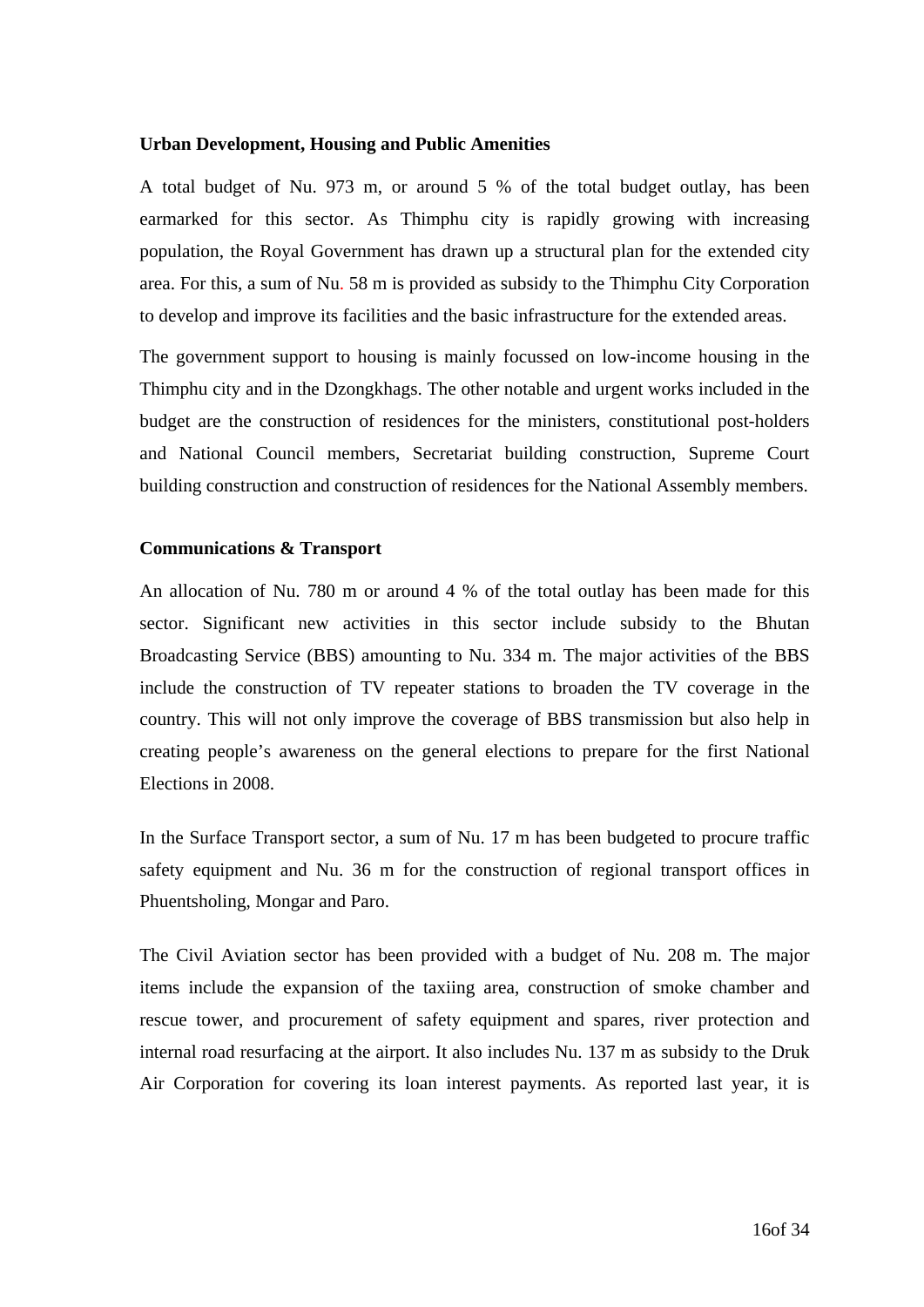**Urban Development, Housing and Public Amenities**

A total budget of Nu. 973 m, or around 5 % of the total budget outlay, has been earmarked for this sector. As Thimphu city is rapidly growing with increasing population, the Royal Government has drawn up a structural plan for the extended city area. For this, a sum of Nu. 58 m is provided as subsidy to the Thimphu City Corporation to develop and improve its facilities and the basic infrastructure for the extended areas.

The government support to housing is mainly focussed on low-income housing in the Thimphu city and in the Dzongkhags. The other notable and urgent works included in the budget are the construction of residences for the ministers, constitutional post-holders and National Council members, Secretariat building construction, Supreme Court building construction and construction of residences for the National Assembly members.

**Communications & Transport**

An allocation of Nu. 780 m or around 4 % of the total outlay has been made for this sector. Significant new activities in this sector include subsidy to the Bhutan Broadcasting Service (BBS) amounting to Nu. 334 m. The major activities of the BBS include the construction of TV repeater stations to broaden the TV coverage in the country. This will not only improve the coverage of BBS transmission but also help in creating people's awareness on the general elections to prepare for the first National Elections in 2008.

In the Surface Transport sector, a sum of Nu. 17 m has been budgeted to procure traffic safety equipment and Nu. 36 m for the construction of regional transport offices in Phuentsholing, Mongar and Paro.

The Civil Aviation sector has been provided with a budget of Nu. 208 m. The major items include the expansion of the taxiing area, construction of smoke chamber and rescue tower, and procurement of safety equipment and spares, river protection and internal road resurfacing at the airport. It also includes Nu. 137 m as subsidy to the Druk Air Corporation for covering its loan interest payments. As reported last year, it is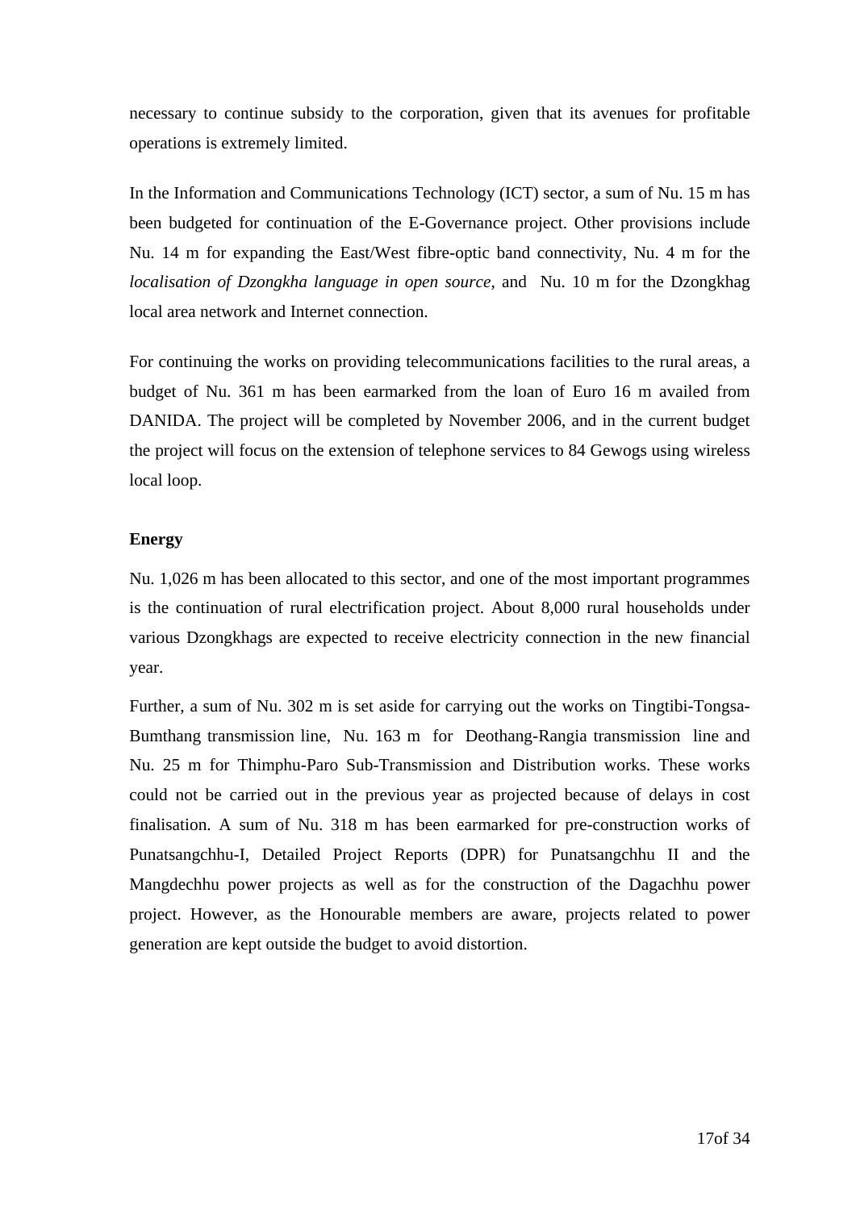necessary to continue subsidy to the corporation, given that its avenues for profitable operations is extremely limited.

In the Information and Communications Technology (ICT) sector, a sum of Nu. 15 m has been budgeted for continuation of the E-Governance project. Other provisions include Nu. 14 m for expanding the East/West fibre-optic band connectivity, Nu. 4 m for the *localisation of Dzongkha language in open source*, and Nu. 10 m for the Dzongkhag local area network and Internet connection.

For continuing the works on providing telecommunications facilities to the rural areas, a budget of Nu. 361 m has been earmarked from the loan of Euro 16 m availed from DANIDA. The project will be completed by November 2006, and in the current budget the project will focus on the extension of telephone services to 84 Gewogs using wireless local loop.

**Energy**

Nu. 1,026 m has been allocated to this sector, and one of the most important programmes is the continuation of rural electrification project. About 8,000 rural households under various Dzongkhags are expected to receive electricity connection in the new financial year.

Further, a sum of Nu. 302 m is set aside for carrying out the works on Tingtibi-Tongsa-Bumthang transmission line, Nu. 163 m for Deothang-Rangia transmission line and Nu. 25 m for Thimphu-Paro Sub-Transmission and Distribution works. These works could not be carried out in the previous year as projected because of delays in cost finalisation. A sum of Nu. 318 m has been earmarked for pre-construction works of Punatsangchhu-I, Detailed Project Reports (DPR) for Punatsangchhu II and the Mangdechhu power projects as well as for the construction of the Dagachhu power project. However, as the Honourable members are aware, projects related to power generation are kept outside the budget to avoid distortion.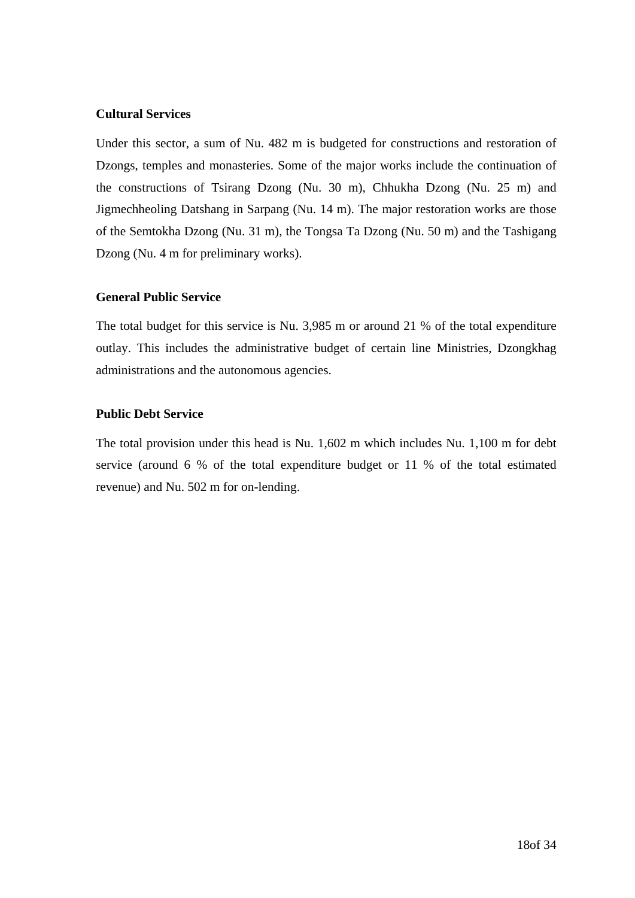**Cultural Services**

Under this sector, a sum of Nu. 482 m is budgeted for constructions and restoration of Dzongs, temples and monasteries. Some of the major works include the continuation of the constructions of Tsirang Dzong (Nu. 30 m), Chhukha Dzong (Nu. 25 m) and Jigmechheoling Datshang in Sarpang (Nu. 14 m). The major restoration works are those of the Semtokha Dzong (Nu. 31 m), the Tongsa Ta Dzong (Nu. 50 m) and the Tashigang Dzong (Nu. 4 m for preliminary works).

**General Public Service**

The total budget for this service is Nu. 3,985 m or around 21 % of the total expenditure outlay. This includes the administrative budget of certain line Ministries, Dzongkhag administrations and the autonomous agencies.

**Public Debt Service**

The total provision under this head is Nu. 1,602 m which includes Nu. 1,100 m for debt service (around 6 % of the total expenditure budget or 11 % of the total estimated revenue) and Nu. 502 m for on-lending.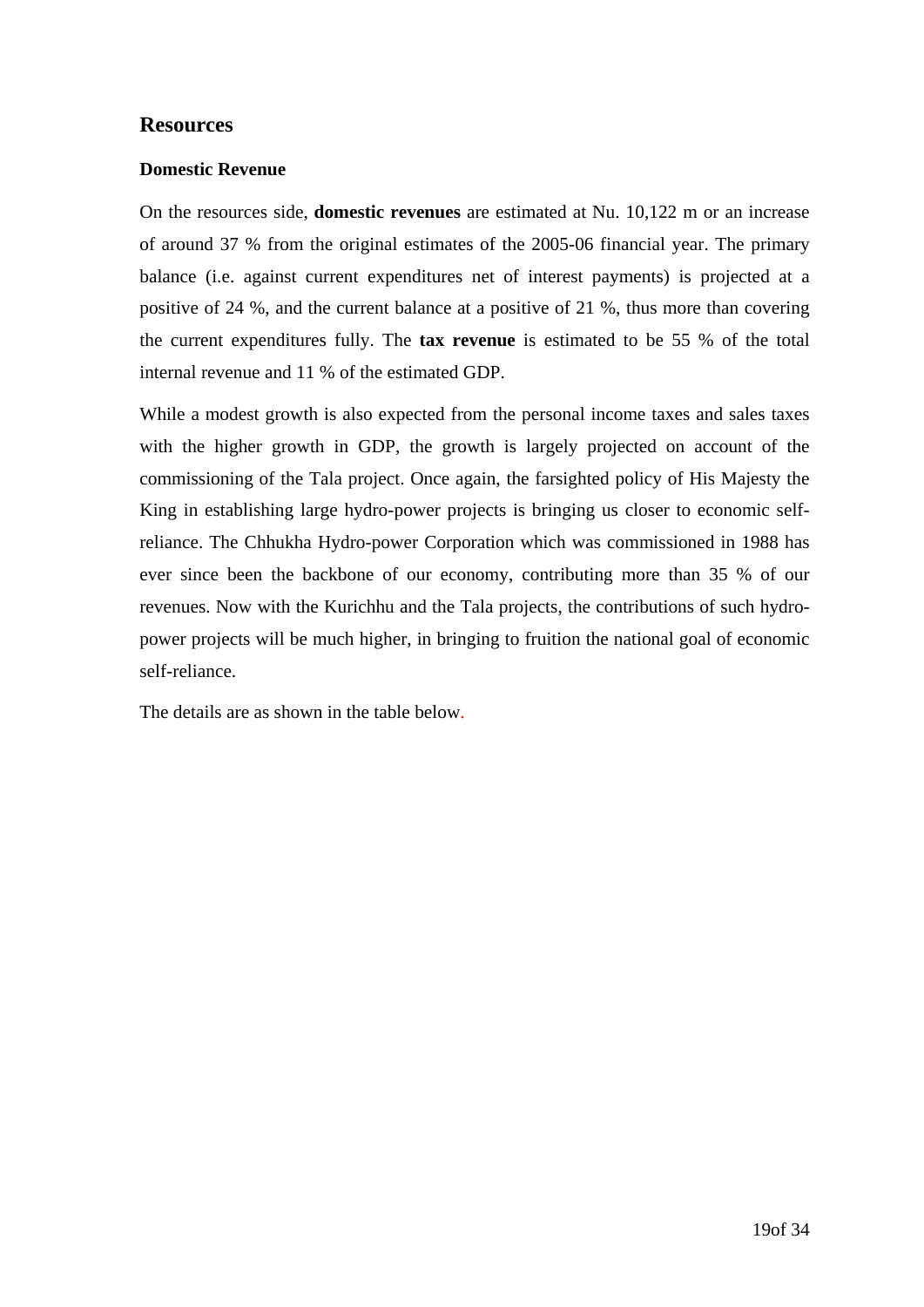## Resources

### Domestic Revenue

On the resources side, **domestic revenues** are estimated at Nu. 10,122 m or an increase of around 37 % from the original estimates of the 2005-06 financial year. The primary balance (i.e. against current expenditures net of interest payments) is projected at a positive of 24 %, and the current balance at a positive of 21 %, thus more than covering the current expenditures fully. The **tax revenue** is estimated to be 55 % of the total internal revenue and 11 % of the estimated GDP.

While a modest growth is also expected from the personal income taxes and sales taxes with the higher growth in GDP, the growth is largely projected on account of the commissioning of the Tala project. Once again, the farsighted policy of His Majesty the King in establishing large hydro-power projects is bringing us closer to economic self-reliance. The Chhukha Hydro-power Corporation which was commissioned in 1988 has ever since been the backbone of our economy, contributing more than 35 % of our revenues. Now with the Kurichhu and the Tala projects, the contributions of such hydro-power projects will be much higher, in bringing to fruition the national goal of economic self-reliance.

The details are as shown in the table below.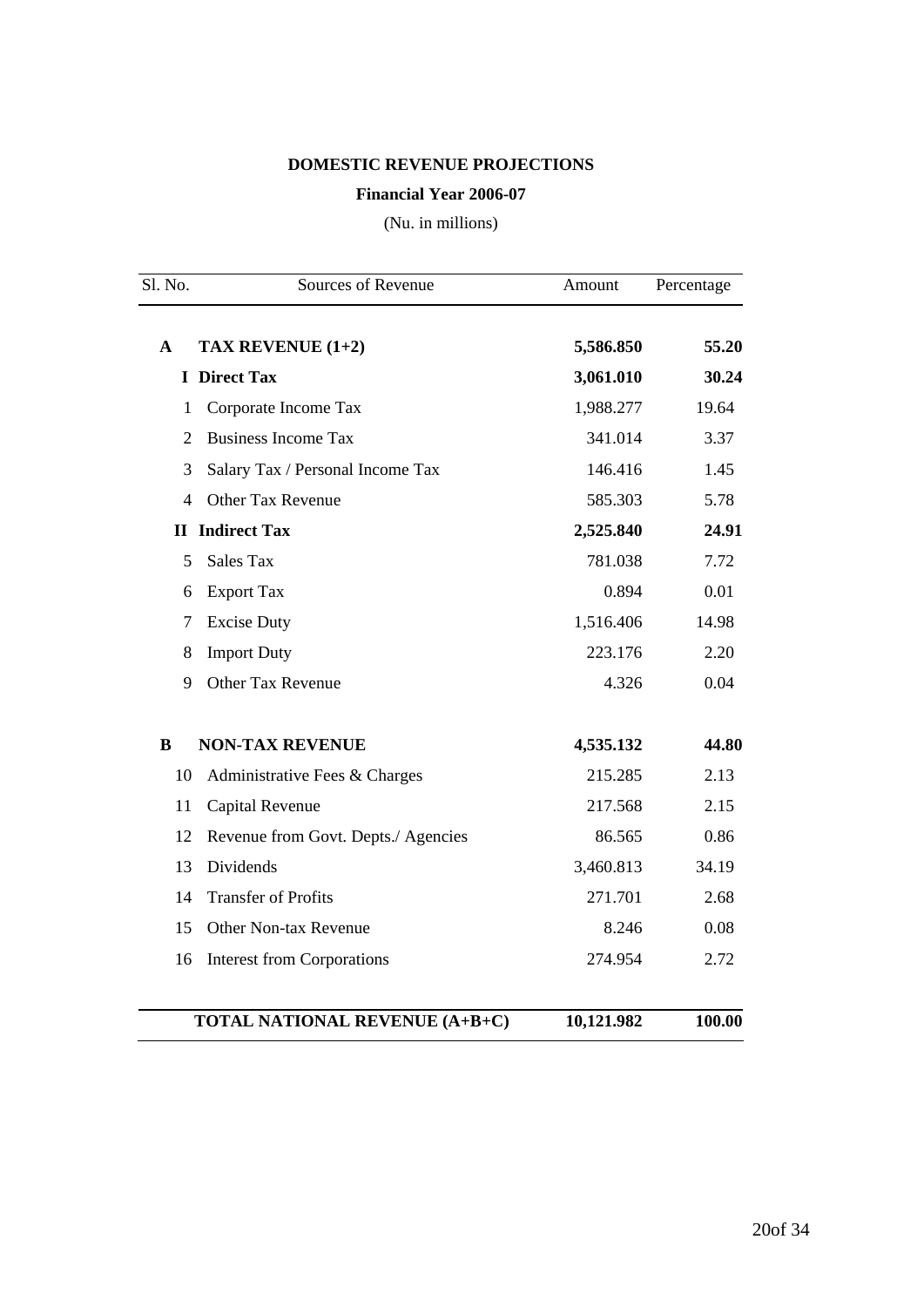**DOMESTIC REVENUE PROJECTIONS**

**Financial Year 2006-07**

(Nu. in millions)

| Sl. No. | Sources of Revenue | Amount | Percentage |
|---|---|---|---|
| **A** | **TAX REVENUE (1+2)** | **5,586.850** | **55.20** |
| **I** | **Direct Tax** | **3,061.010** | **30.24** |
| 1 | Corporate Income Tax | 1,988.277 | 19.64 |
| 2 | Business Income Tax | 341.014 | 3.37 |
| 3 | Salary Tax / Personal Income Tax | 146.416 | 1.45 |
| 4 | Other Tax Revenue | 585.303 | 5.78 |
| **II** | **Indirect Tax** | **2,525.840** | **24.91** |
| 5 | Sales Tax | 781.038 | 7.72 |
| 6 | Export Tax | 0.894 | 0.01 |
| 7 | Excise Duty | 1,516.406 | 14.98 |
| 8 | Import Duty | 223.176 | 2.20 |
| 9 | Other Tax Revenue | 4.326 | 0.04 |
| **B** | **NON-TAX REVENUE** | **4,535.132** | **44.80** |
| 10 | Administrative Fees & Charges | 215.285 | 2.13 |
| 11 | Capital Revenue | 217.568 | 2.15 |
| 12 | Revenue from Govt. Depts./ Agencies | 86.565 | 0.86 |
| 13 | Dividends | 3,460.813 | 34.19 |
| 14 | Transfer of Profits | 271.701 | 2.68 |
| 15 | Other Non-tax Revenue | 8.246 | 0.08 |
| 16 | Interest from Corporations | 274.954 | 2.72 |
| | **TOTAL NATIONAL REVENUE (A+B+C)** | **10,121.982** | **100.00** |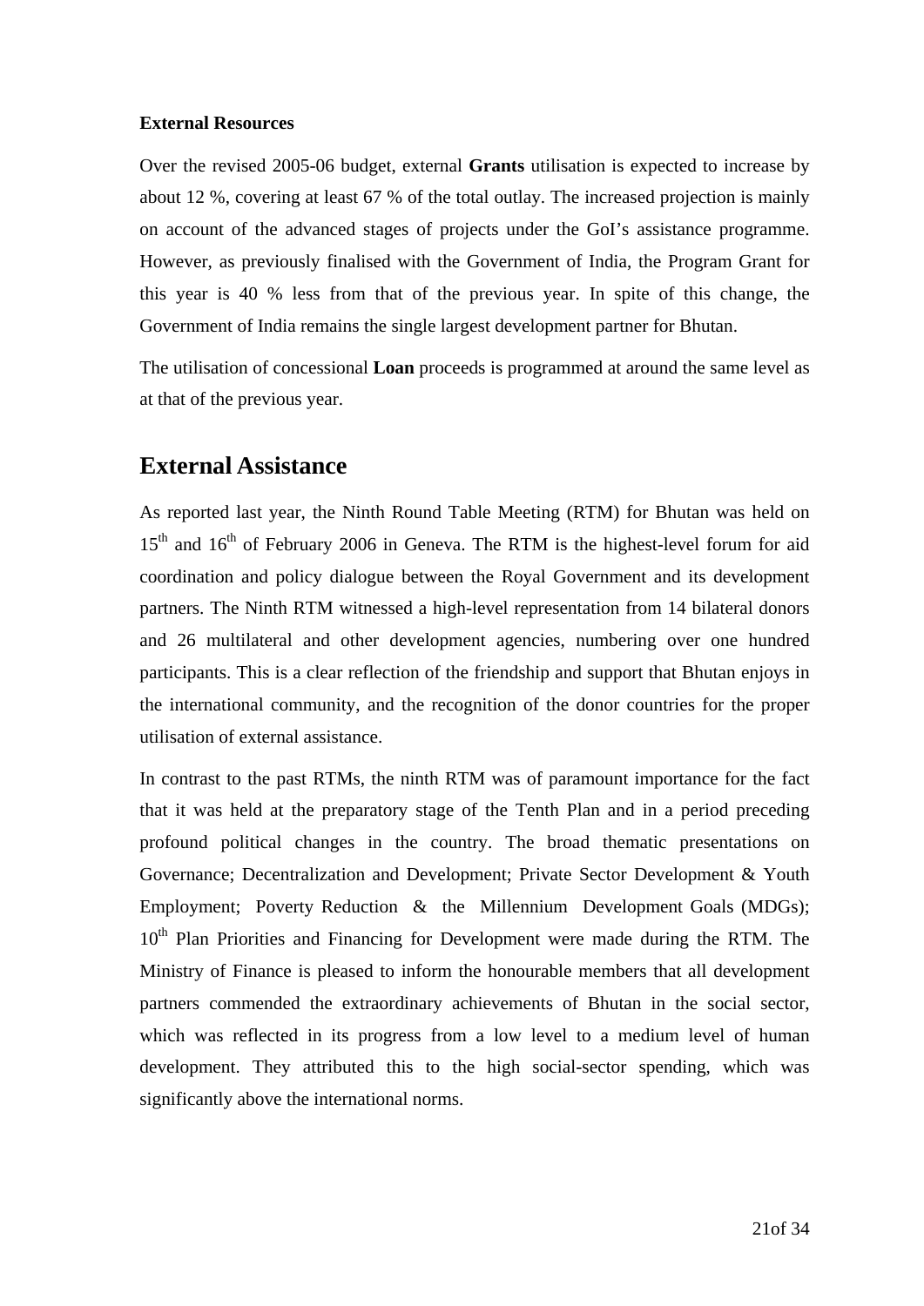**External Resources**

Over the revised 2005-06 budget, external **Grants** utilisation is expected to increase by about 12 %, covering at least 67 % of the total outlay. The increased projection is mainly on account of the advanced stages of projects under the GoI's assistance programme. However, as previously finalised with the Government of India, the Program Grant for this year is 40 % less from that of the previous year. In spite of this change, the Government of India remains the single largest development partner for Bhutan.

The utilisation of concessional **Loan** proceeds is programmed at around the same level as at that of the previous year.

## External Assistance

As reported last year, the Ninth Round Table Meeting (RTM) for Bhutan was held on 15th and 16th of February 2006 in Geneva. The RTM is the highest-level forum for aid coordination and policy dialogue between the Royal Government and its development partners. The Ninth RTM witnessed a high-level representation from 14 bilateral donors and 26 multilateral and other development agencies, numbering over one hundred participants. This is a clear reflection of the friendship and support that Bhutan enjoys in the international community, and the recognition of the donor countries for the proper utilisation of external assistance.

In contrast to the past RTMs, the ninth RTM was of paramount importance for the fact that it was held at the preparatory stage of the Tenth Plan and in a period preceding profound political changes in the country. The broad thematic presentations on Governance; Decentralization and Development; Private Sector Development & Youth Employment; Poverty Reduction & the Millennium Development Goals (MDGs); 10th Plan Priorities and Financing for Development were made during the RTM. The Ministry of Finance is pleased to inform the honourable members that all development partners commended the extraordinary achievements of Bhutan in the social sector, which was reflected in its progress from a low level to a medium level of human development. They attributed this to the high social-sector spending, which was significantly above the international norms.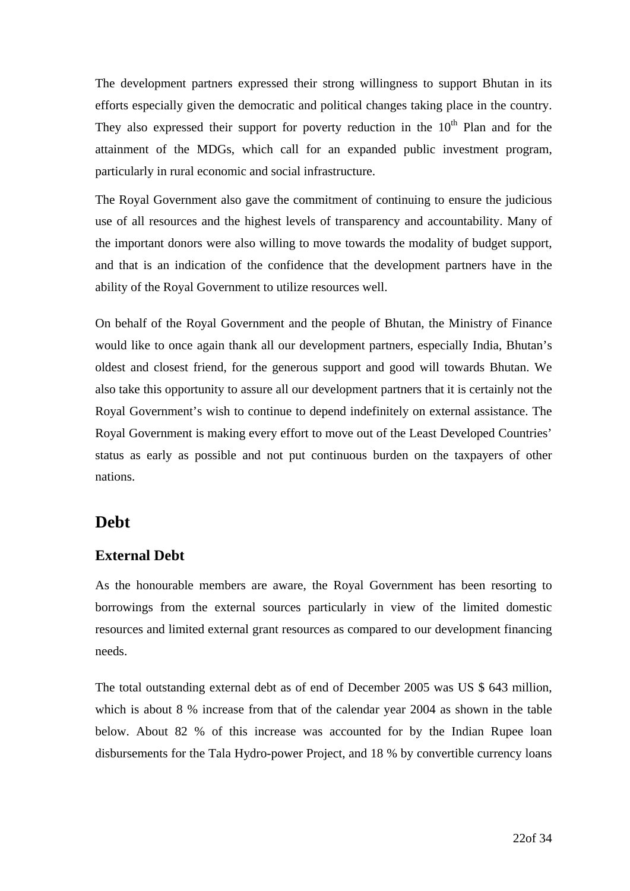The development partners expressed their strong willingness to support Bhutan in its efforts especially given the democratic and political changes taking place in the country. They also expressed their support for poverty reduction in the $10^{th}$ Plan and for the attainment of the MDGs, which call for an expanded public investment program, particularly in rural economic and social infrastructure.

The Royal Government also gave the commitment of continuing to ensure the judicious use of all resources and the highest levels of transparency and accountability. Many of the important donors were also willing to move towards the modality of budget support, and that is an indication of the confidence that the development partners have in the ability of the Royal Government to utilize resources well.

On behalf of the Royal Government and the people of Bhutan, the Ministry of Finance would like to once again thank all our development partners, especially India, Bhutan's oldest and closest friend, for the generous support and good will towards Bhutan. We also take this opportunity to assure all our development partners that it is certainly not the Royal Government's wish to continue to depend indefinitely on external assistance. The Royal Government is making every effort to move out of the Least Developed Countries' status as early as possible and not put continuous burden on the taxpayers of other nations.

## Debt

### External Debt

As the honourable members are aware, the Royal Government has been resorting to borrowings from the external sources particularly in view of the limited domestic resources and limited external grant resources as compared to our development financing needs.

The total outstanding external debt as of end of December 2005 was US $ 643 million, which is about 8 % increase from that of the calendar year 2004 as shown in the table below. About 82 % of this increase was accounted for by the Indian Rupee loan disbursements for the Tala Hydro-power Project, and 18 % by convertible currency loans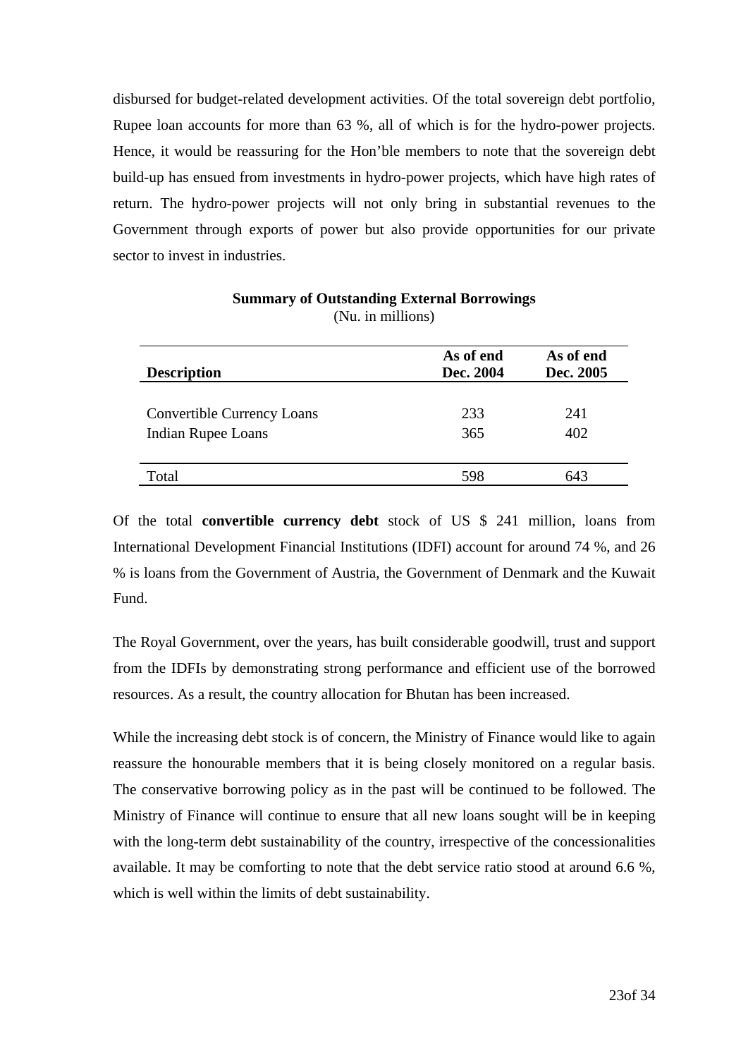disbursed for budget-related development activities. Of the total sovereign debt portfolio, Rupee loan accounts for more than 63 %, all of which is for the hydro-power projects. Hence, it would be reassuring for the Hon'ble members to note that the sovereign debt build-up has ensued from investments in hydro-power projects, which have high rates of return. The hydro-power projects will not only bring in substantial revenues to the Government through exports of power but also provide opportunities for our private sector to invest in industries.

**Summary of Outstanding External Borrowings**
(Nu. in millions)

| Description | As of end Dec. 2004 | As of end Dec. 2005 |
|---|---|---|
| Convertible Currency Loans | 233 | 241 |
| Indian Rupee Loans | 365 | 402 |
| Total | 598 | 643 |

Of the total **convertible currency debt** stock of US $ 241 million, loans from International Development Financial Institutions (IDFI) account for around 74 %, and 26 % is loans from the Government of Austria, the Government of Denmark and the Kuwait Fund.

The Royal Government, over the years, has built considerable goodwill, trust and support from the IDFIs by demonstrating strong performance and efficient use of the borrowed resources. As a result, the country allocation for Bhutan has been increased.

While the increasing debt stock is of concern, the Ministry of Finance would like to again reassure the honourable members that it is being closely monitored on a regular basis. The conservative borrowing policy as in the past will be continued to be followed. The Ministry of Finance will continue to ensure that all new loans sought will be in keeping with the long-term debt sustainability of the country, irrespective of the concessionalities available. It may be comforting to note that the debt service ratio stood at around 6.6 %, which is well within the limits of debt sustainability.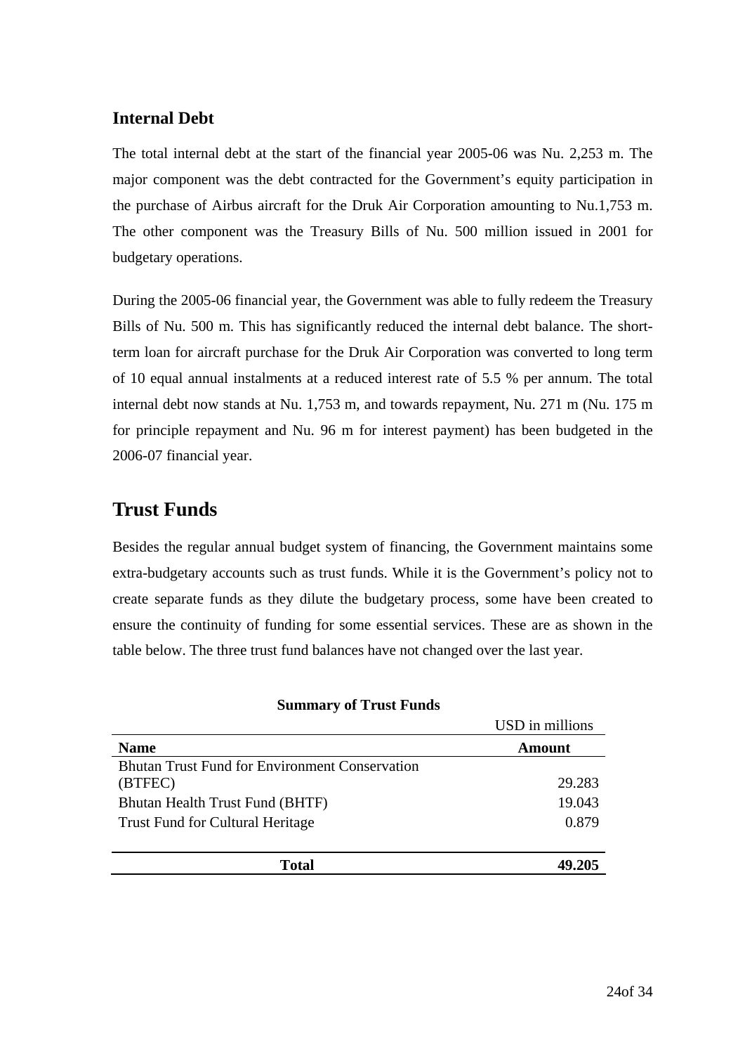## Internal Debt

The total internal debt at the start of the financial year 2005-06 was Nu. 2,253 m. The major component was the debt contracted for the Government's equity participation in the purchase of Airbus aircraft for the Druk Air Corporation amounting to Nu.1,753 m. The other component was the Treasury Bills of Nu. 500 million issued in 2001 for budgetary operations.

During the 2005-06 financial year, the Government was able to fully redeem the Treasury Bills of Nu. 500 m. This has significantly reduced the internal debt balance. The short-term loan for aircraft purchase for the Druk Air Corporation was converted to long term of 10 equal annual instalments at a reduced interest rate of 5.5 % per annum. The total internal debt now stands at Nu. 1,753 m, and towards repayment, Nu. 271 m (Nu. 175 m for principle repayment and Nu. 96 m for interest payment) has been budgeted in the 2006-07 financial year.

# Trust Funds

Besides the regular annual budget system of financing, the Government maintains some extra-budgetary accounts such as trust funds. While it is the Government's policy not to create separate funds as they dilute the budgetary process, some have been created to ensure the continuity of funding for some essential services. These are as shown in the table below. The three trust fund balances have not changed over the last year.

**Summary of Trust Funds**

USD in millions

| Name | Amount |
|---|---|
| Bhutan Trust Fund for Environment Conservation (BTFEC) | 29.283 |
| Bhutan Health Trust Fund (BHTF) | 19.043 |
| Trust Fund for Cultural Heritage | 0.879 |
| **Total** | **49.205** |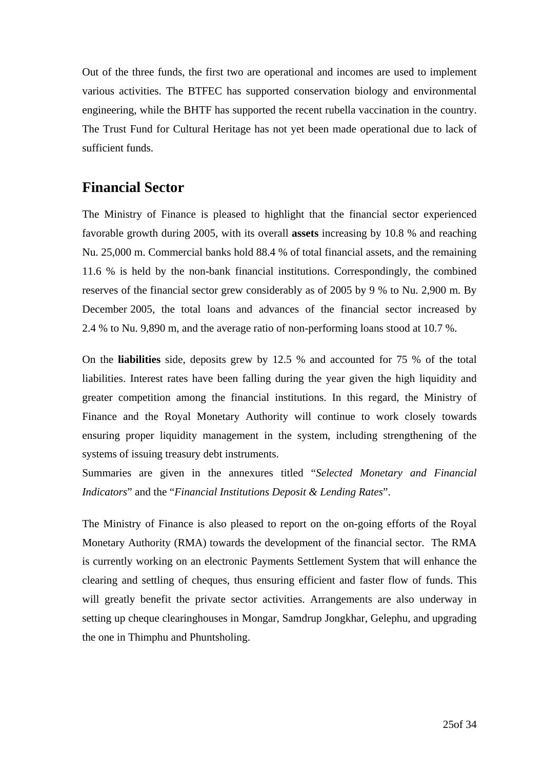Out of the three funds, the first two are operational and incomes are used to implement various activities. The BTFEC has supported conservation biology and environmental engineering, while the BHTF has supported the recent rubella vaccination in the country. The Trust Fund for Cultural Heritage has not yet been made operational due to lack of sufficient funds.

## Financial Sector

The Ministry of Finance is pleased to highlight that the financial sector experienced favorable growth during 2005, with its overall **assets** increasing by 10.8 % and reaching Nu. 25,000 m. Commercial banks hold 88.4 % of total financial assets, and the remaining 11.6 % is held by the non-bank financial institutions. Correspondingly, the combined reserves of the financial sector grew considerably as of 2005 by 9 % to Nu. 2,900 m. By December 2005, the total loans and advances of the financial sector increased by 2.4 % to Nu. 9,890 m, and the average ratio of non-performing loans stood at 10.7 %.

On the **liabilities** side, deposits grew by 12.5 % and accounted for 75 % of the total liabilities. Interest rates have been falling during the year given the high liquidity and greater competition among the financial institutions. In this regard, the Ministry of Finance and the Royal Monetary Authority will continue to work closely towards ensuring proper liquidity management in the system, including strengthening of the systems of issuing treasury debt instruments.
Summaries are given in the annexures titled "*Selected Monetary and Financial Indicators*" and the "*Financial Institutions Deposit & Lending Rates*".

The Ministry of Finance is also pleased to report on the on-going efforts of the Royal Monetary Authority (RMA) towards the development of the financial sector. The RMA is currently working on an electronic Payments Settlement System that will enhance the clearing and settling of cheques, thus ensuring efficient and faster flow of funds. This will greatly benefit the private sector activities. Arrangements are also underway in setting up cheque clearinghouses in Mongar, Samdrup Jongkhar, Gelephu, and upgrading the one in Thimphu and Phuntsholing.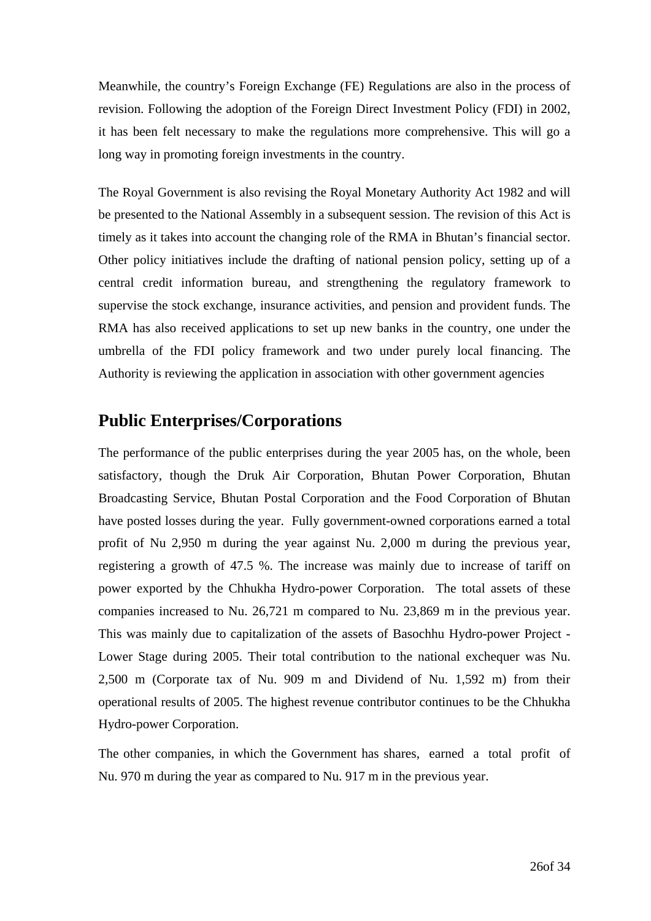Meanwhile, the country's Foreign Exchange (FE) Regulations are also in the process of revision. Following the adoption of the Foreign Direct Investment Policy (FDI) in 2002, it has been felt necessary to make the regulations more comprehensive. This will go a long way in promoting foreign investments in the country.

The Royal Government is also revising the Royal Monetary Authority Act 1982 and will be presented to the National Assembly in a subsequent session. The revision of this Act is timely as it takes into account the changing role of the RMA in Bhutan's financial sector. Other policy initiatives include the drafting of national pension policy, setting up of a central credit information bureau, and strengthening the regulatory framework to supervise the stock exchange, insurance activities, and pension and provident funds. The RMA has also received applications to set up new banks in the country, one under the umbrella of the FDI policy framework and two under purely local financing. The Authority is reviewing the application in association with other government agencies

## Public Enterprises/Corporations

The performance of the public enterprises during the year 2005 has, on the whole, been satisfactory, though the Druk Air Corporation, Bhutan Power Corporation, Bhutan Broadcasting Service, Bhutan Postal Corporation and the Food Corporation of Bhutan have posted losses during the year. Fully government-owned corporations earned a total profit of Nu 2,950 m during the year against Nu. 2,000 m during the previous year, registering a growth of 47.5 %. The increase was mainly due to increase of tariff on power exported by the Chhukha Hydro-power Corporation. The total assets of these companies increased to Nu. 26,721 m compared to Nu. 23,869 m in the previous year. This was mainly due to capitalization of the assets of Basochhu Hydro-power Project - Lower Stage during 2005. Their total contribution to the national exchequer was Nu. 2,500 m (Corporate tax of Nu. 909 m and Dividend of Nu. 1,592 m) from their operational results of 2005. The highest revenue contributor continues to be the Chhukha Hydro-power Corporation.

The other companies, in which the Government has shares, earned a total profit of Nu. 970 m during the year as compared to Nu. 917 m in the previous year.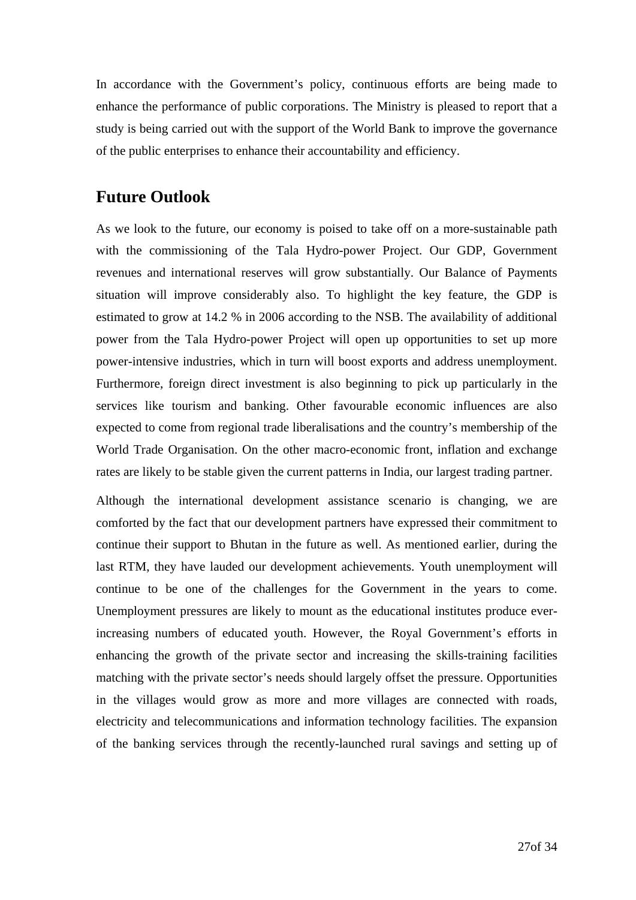In accordance with the Government's policy, continuous efforts are being made to enhance the performance of public corporations. The Ministry is pleased to report that a study is being carried out with the support of the World Bank to improve the governance of the public enterprises to enhance their accountability and efficiency.

## Future Outlook

As we look to the future, our economy is poised to take off on a more-sustainable path with the commissioning of the Tala Hydro-power Project. Our GDP, Government revenues and international reserves will grow substantially. Our Balance of Payments situation will improve considerably also. To highlight the key feature, the GDP is estimated to grow at 14.2 % in 2006 according to the NSB. The availability of additional power from the Tala Hydro-power Project will open up opportunities to set up more power-intensive industries, which in turn will boost exports and address unemployment. Furthermore, foreign direct investment is also beginning to pick up particularly in the services like tourism and banking. Other favourable economic influences are also expected to come from regional trade liberalisations and the country's membership of the World Trade Organisation. On the other macro-economic front, inflation and exchange rates are likely to be stable given the current patterns in India, our largest trading partner.

Although the international development assistance scenario is changing, we are comforted by the fact that our development partners have expressed their commitment to continue their support to Bhutan in the future as well. As mentioned earlier, during the last RTM, they have lauded our development achievements. Youth unemployment will continue to be one of the challenges for the Government in the years to come. Unemployment pressures are likely to mount as the educational institutes produce ever-increasing numbers of educated youth. However, the Royal Government's efforts in enhancing the growth of the private sector and increasing the skills-training facilities matching with the private sector's needs should largely offset the pressure. Opportunities in the villages would grow as more and more villages are connected with roads, electricity and telecommunications and information technology facilities. The expansion of the banking services through the recently-launched rural savings and setting up of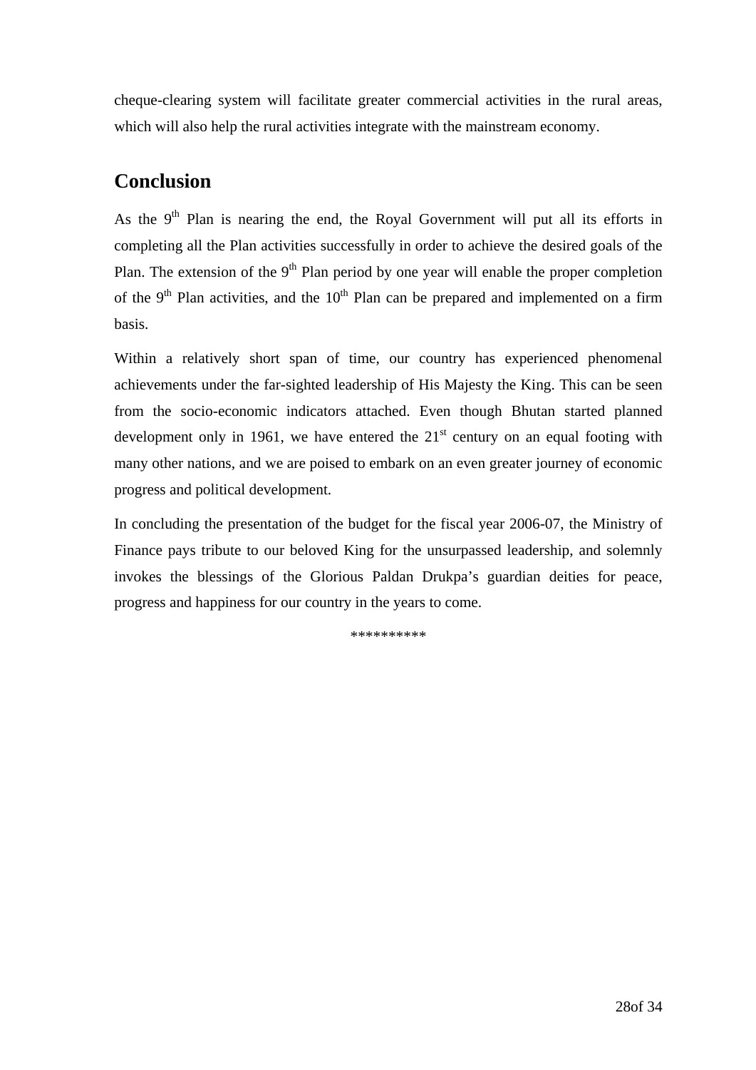cheque-clearing system will facilitate greater commercial activities in the rural areas, which will also help the rural activities integrate with the mainstream economy.

## Conclusion

As the 9$^{th}$ Plan is nearing the end, the Royal Government will put all its efforts in completing all the Plan activities successfully in order to achieve the desired goals of the Plan. The extension of the 9$^{th}$ Plan period by one year will enable the proper completion of the 9$^{th}$ Plan activities, and the 10$^{th}$ Plan can be prepared and implemented on a firm basis.

Within a relatively short span of time, our country has experienced phenomenal achievements under the far-sighted leadership of His Majesty the King. This can be seen from the socio-economic indicators attached. Even though Bhutan started planned development only in 1961, we have entered the 21$^{st}$ century on an equal footing with many other nations, and we are poised to embark on an even greater journey of economic progress and political development.

In concluding the presentation of the budget for the fiscal year 2006-07, the Ministry of Finance pays tribute to our beloved King for the unsurpassed leadership, and solemnly invokes the blessings of the Glorious Paldan Drukpa's guardian deities for peace, progress and happiness for our country in the years to come.

**********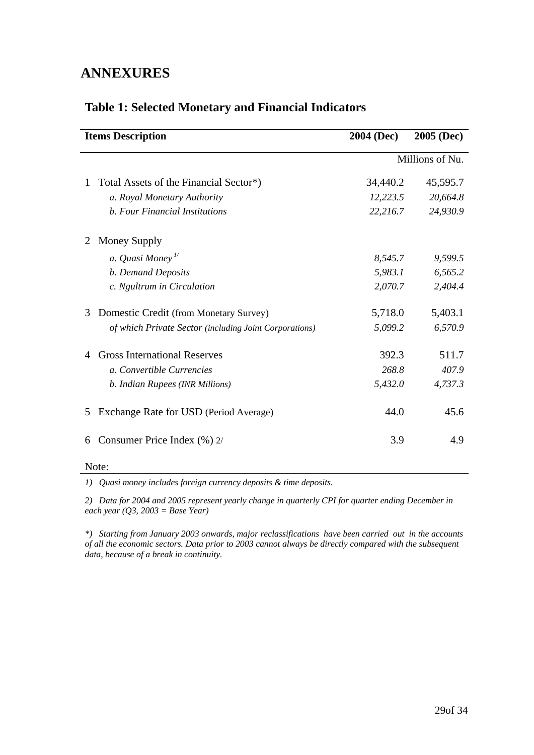# ANNEXURES

## Table 1: Selected Monetary and Financial Indicators

| Items Description | | 2004 (Dec) | 2005 (Dec) |
|---|---|---|---|
| | | | Millions of Nu. |
| 1 | Total Assets of the Financial Sector*) | 34,440.2 | 45,595.7 |
| | *a. Royal Monetary Authority* | *12,223.5* | *20,664.8* |
| | *b. Four Financial Institutions* | *22,216.7* | *24,930.9* |
| 2 | Money Supply | | |
| | *a. Quasi Money* [1/] | *8,545.7* | *9,599.5* |
| | *b. Demand Deposits* | *5,983.1* | *6,565.2* |
| | *c. Ngultrum in Circulation* | *2,070.7* | *2,404.4* |
| 3 | Domestic Credit (from Monetary Survey) | 5,718.0 | 5,403.1 |
| | *of which Private Sector (including Joint Corporations)* | *5,099.2* | *6,570.9* |
| 4 | Gross International Reserves | 392.3 | 511.7 |
| | *a. Convertible Currencies* | *268.8* | *407.9* |
| | *b. Indian Rupees (INR Millions)* | *5,432.0* | *4,737.3* |
| 5 | Exchange Rate for USD (Period Average) | 44.0 | 45.6 |
| 6 | Consumer Price Index (%) 2/ | 3.9 | 4.9 |

Note:

*1) Quasi money includes foreign currency deposits & time deposits.*

*2) Data for 2004 and 2005 represent yearly change in quarterly CPI for quarter ending December in each year (Q3, 2003 = Base Year)*

*\*) Starting from January 2003 onwards, major reclassifications have been carried out in the accounts of all the economic sectors. Data prior to 2003 cannot always be directly compared with the subsequent data, because of a break in continuity.*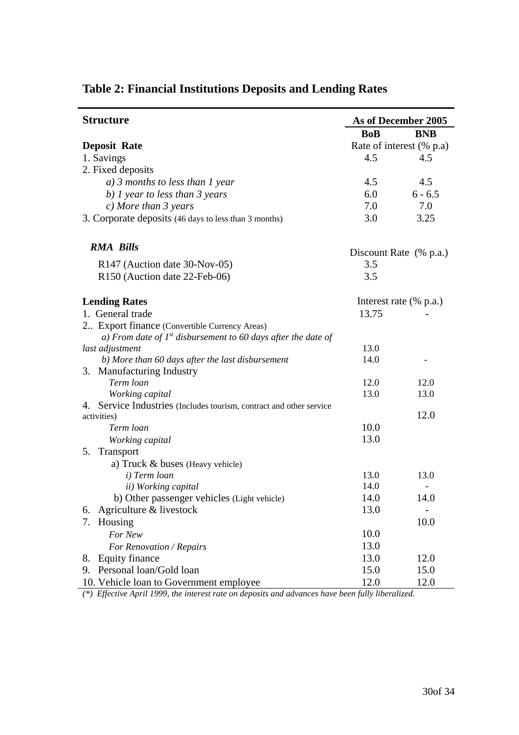## Table 2: Financial Institutions Deposits and Lending Rates

| Structure | As of December 2005 | |
|---|---|---|
| | **BoB** | **BNB** |
| **Deposit Rate** | Rate of interest (% p.a) | |
| 1. Savings | 4.5 | 4.5 |
| 2. Fixed deposits | | |
| *a) 3 months to less than 1 year* | 4.5 | 4.5 |
| *b) 1 year to less than 3 years* | 6.0 | 6 - 6.5 |
| *c) More than 3 years* | 7.0 | 7.0 |
| 3. Corporate deposits (46 days to less than 3 months) | 3.0 | 3.25 |
| ***RMA Bills*** | Discount Rate (% p.a.) | |
| R147 (Auction date 30-Nov-05) | 3.5 | |
| R150 (Auction date 22-Feb-06) | 3.5 | |
| **Lending Rates** | Interest rate (% p.a.) | |
| 1. General trade | 13.75 | - |
| 2.. Export finance (Convertible Currency Areas) | | |
| *a) From date of 1st disbursement to 60 days after the date of last adjustment* | 13.0 | |
| *b) More than 60 days after the last disbursement* | 14.0 | - |
| 3. Manufacturing Industry | | |
| *Term loan* | 12.0 | 12.0 |
| *Working capital* | 13.0 | 13.0 |
| 4. Service Industries (Includes tourism, contract and other service activities) | | 12.0 |
| *Term loan* | 10.0 | |
| *Working capital* | 13.0 | |
| 5. Transport | | |
| a) Truck & buses (Heavy vehicle) | | |
| *i) Term loan* | 13.0 | 13.0 |
| *ii) Working capital* | 14.0 | - |
| b) Other passenger vehicles (Light vehicle) | 14.0 | 14.0 |
| 6. Agriculture & livestock | 13.0 | - |
| 7. Housing | | 10.0 |
| *For New* | 10.0 | |
| *For Renovation / Repairs* | 13.0 | |
| 8. Equity finance | 13.0 | 12.0 |
| 9. Personal loan/Gold loan | 15.0 | 15.0 |
| 10. Vehicle loan to Government employee | 12.0 | 12.0 |

*(\*) Effective April 1999, the interest rate on deposits and advances have been fully liberalized.*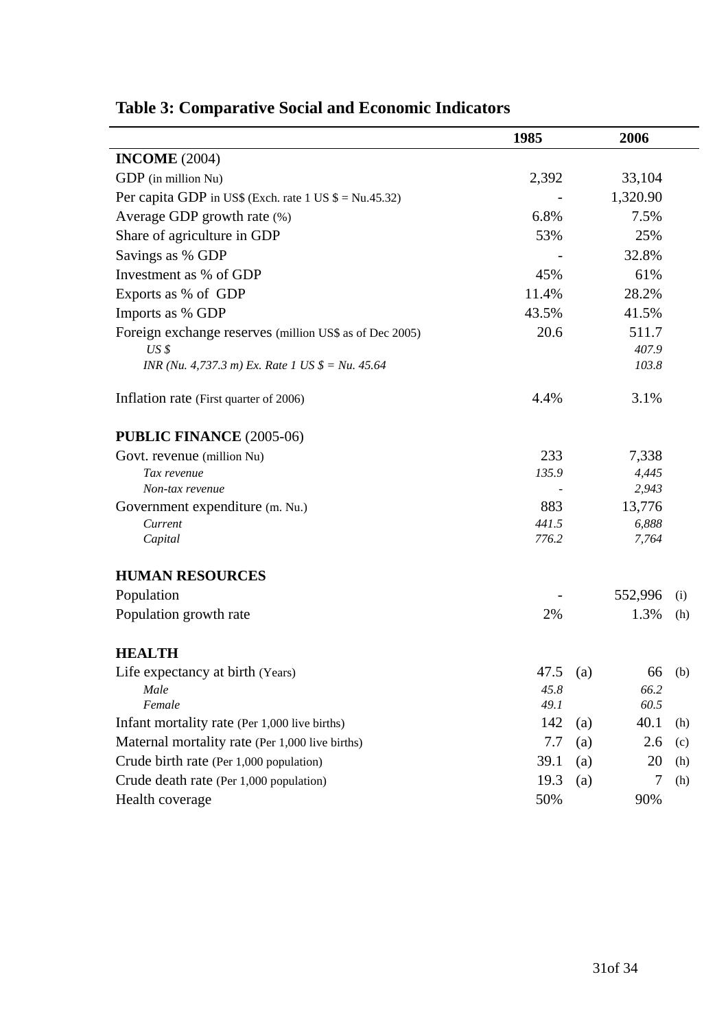## Table 3: Comparative Social and Economic Indicators

| | 1985 | | 2006 | |
|---|---|---|---|---|
| **INCOME** (2004) | | | | |
| GDP (in million Nu) | 2,392 | | 33,104 | |
| Per capita GDP in US$ (Exch. rate 1 US $ = Nu.45.32) | - | | 1,320.90 | |
| Average GDP growth rate (%) | 6.8% | | 7.5% | |
| Share of agriculture in GDP | 53% | | 25% | |
| Savings as % GDP | - | | 32.8% | |
| Investment as % of GDP | 45% | | 61% | |
| Exports as % of GDP | 11.4% | | 28.2% | |
| Imports as % GDP | 43.5% | | 41.5% | |
| Foreign exchange reserves (million US$ as of Dec 2005) | 20.6 | | 511.7 | |
| *US $* | | | *407.9* | |
| *INR (Nu. 4,737.3 m) Ex. Rate 1 US $ = Nu. 45.64* | | | *103.8* | |
| Inflation rate (First quarter of 2006) | 4.4% | | 3.1% | |
| **PUBLIC FINANCE** (2005-06) | | | | |
| Govt. revenue (million Nu) | 233 | | 7,338 | |
| *Tax revenue* | *135.9* | | *4,445* | |
| *Non-tax revenue* | *-* | | *2,943* | |
| Government expenditure (m. Nu.) | 883 | | 13,776 | |
| *Current* | *441.5* | | *6,888* | |
| *Capital* | *776.2* | | *7,764* | |
| **HUMAN RESOURCES** | | | | |
| Population | - | | 552,996 | (i) |
| Population growth rate | 2% | | 1.3% | (h) |
| **HEALTH** | | | | |
| Life expectancy at birth (Years) | 47.5 | (a) | 66 | (b) |
| *Male* | *45.8* | | *66.2* | |
| *Female* | *49.1* | | *60.5* | |
| Infant mortality rate (Per 1,000 live births) | 142 | (a) | 40.1 | (h) |
| Maternal mortality rate (Per 1,000 live births) | 7.7 | (a) | 2.6 | (c) |
| Crude birth rate (Per 1,000 population) | 39.1 | (a) | 20 | (h) |
| Crude death rate (Per 1,000 population) | 19.3 | (a) | 7 | (h) |
| Health coverage | 50% | | 90% | |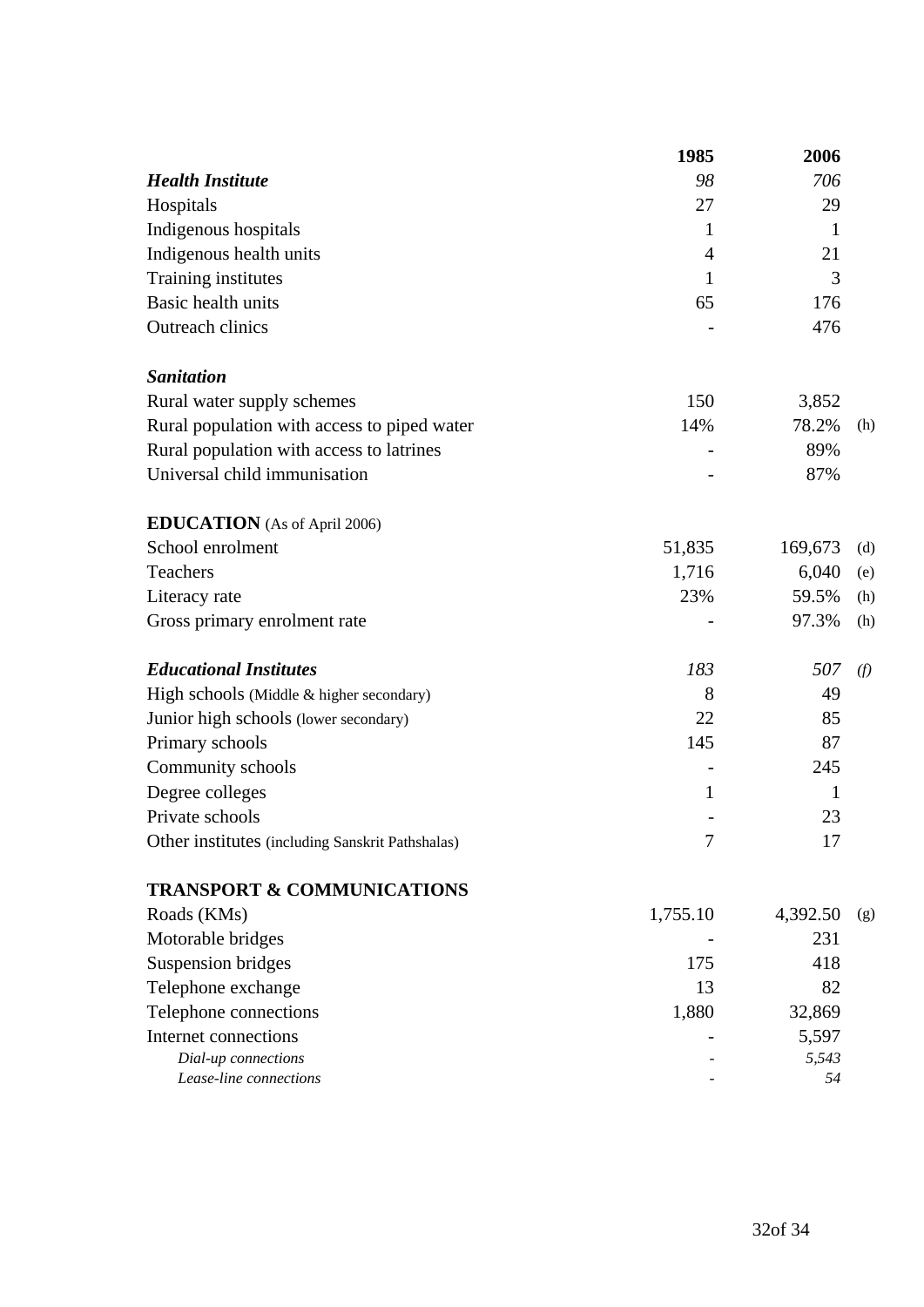| | 1985 | 2006 | |
|---|---|---|---|
| ***Health Institute*** | *98* | *706* | |
| Hospitals | 27 | 29 | |
| Indigenous hospitals | 1 | 1 | |
| Indigenous health units | 4 | 21 | |
| Training institutes | 1 | 3 | |
| Basic health units | 65 | 176 | |
| Outreach clinics | - | 476 | |
| | | | |
| ***Sanitation*** | | | |
| Rural water supply schemes | 150 | 3,852 | |
| Rural population with access to piped water | 14% | 78.2% | (h) |
| Rural population with access to latrines | - | 89% | |
| Universal child immunisation | - | 87% | |
| | | | |
| **EDUCATION** (As of April 2006) | | | |
| School enrolment | 51,835 | 169,673 | (d) |
| Teachers | 1,716 | 6,040 | (e) |
| Literacy rate | 23% | 59.5% | (h) |
| Gross primary enrolment rate | - | 97.3% | (h) |
| | | | |
| ***Educational Institutes*** | *183* | *507* | *(f)* |
| High schools (Middle & higher secondary) | 8 | 49 | |
| Junior high schools (lower secondary) | 22 | 85 | |
| Primary schools | 145 | 87 | |
| Community schools | - | 245 | |
| Degree colleges | 1 | 1 | |
| Private schools | - | 23 | |
| Other institutes (including Sanskrit Pathshalas) | 7 | 17 | |
| | | | |
| **TRANSPORT & COMMUNICATIONS** | | | |
| Roads (KMs) | 1,755.10 | 4,392.50 | (g) |
| Motorable bridges | - | 231 | |
| Suspension bridges | 175 | 418 | |
| Telephone exchange | 13 | 82 | |
| Telephone connections | 1,880 | 32,869 | |
| Internet connections | - | 5,597 | |
| *Dial-up connections* | - | *5,543* | |
| *Lease-line connections* | - | *54* | |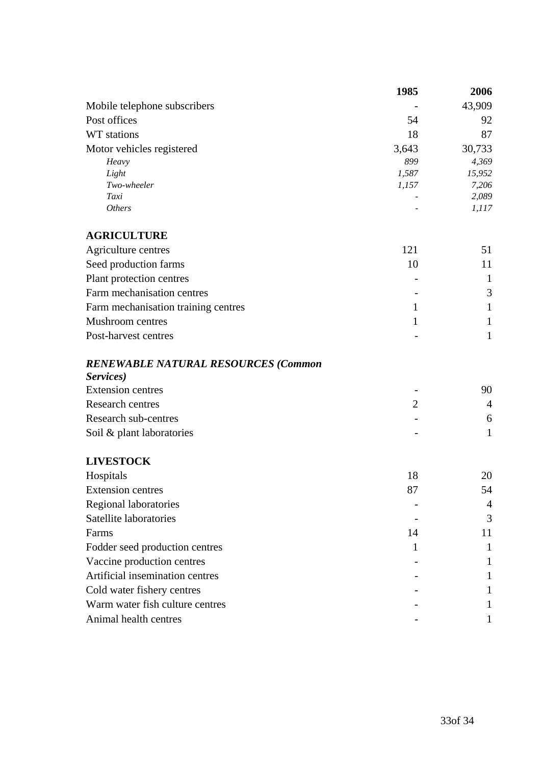| | 1985 | 2006 |
|---|---|---|
| Mobile telephone subscribers | - | 43,909 |
| Post offices | 54 | 92 |
| WT stations | 18 | 87 |
| Motor vehicles registered | 3,643 | 30,733 |
| *Heavy* | *899* | *4,369* |
| *Light* | *1,587* | *15,952* |
| *Two-wheeler* | *1,157* | *7,206* |
| *Taxi* | *-* | *2,089* |
| *Others* | *-* | *1,117* |
| **AGRICULTURE** | | |
| Agriculture centres | 121 | 51 |
| Seed production farms | 10 | 11 |
| Plant protection centres | - | 1 |
| Farm mechanisation centres | - | 3 |
| Farm mechanisation training centres | 1 | 1 |
| Mushroom centres | 1 | 1 |
| Post-harvest centres | - | 1 |
| ***RENEWABLE NATURAL RESOURCES (Common Services)*** | | |
| Extension centres | - | 90 |
| Research centres | 2 | 4 |
| Research sub-centres | - | 6 |
| Soil & plant laboratories | - | 1 |
| **LIVESTOCK** | | |
| Hospitals | 18 | 20 |
| Extension centres | 87 | 54 |
| Regional laboratories | - | 4 |
| Satellite laboratories | - | 3 |
| Farms | 14 | 11 |
| Fodder seed production centres | 1 | 1 |
| Vaccine production centres | - | 1 |
| Artificial insemination centres | - | 1 |
| Cold water fishery centres | - | 1 |
| Warm water fish culture centres | - | 1 |
| Animal health centres | - | 1 |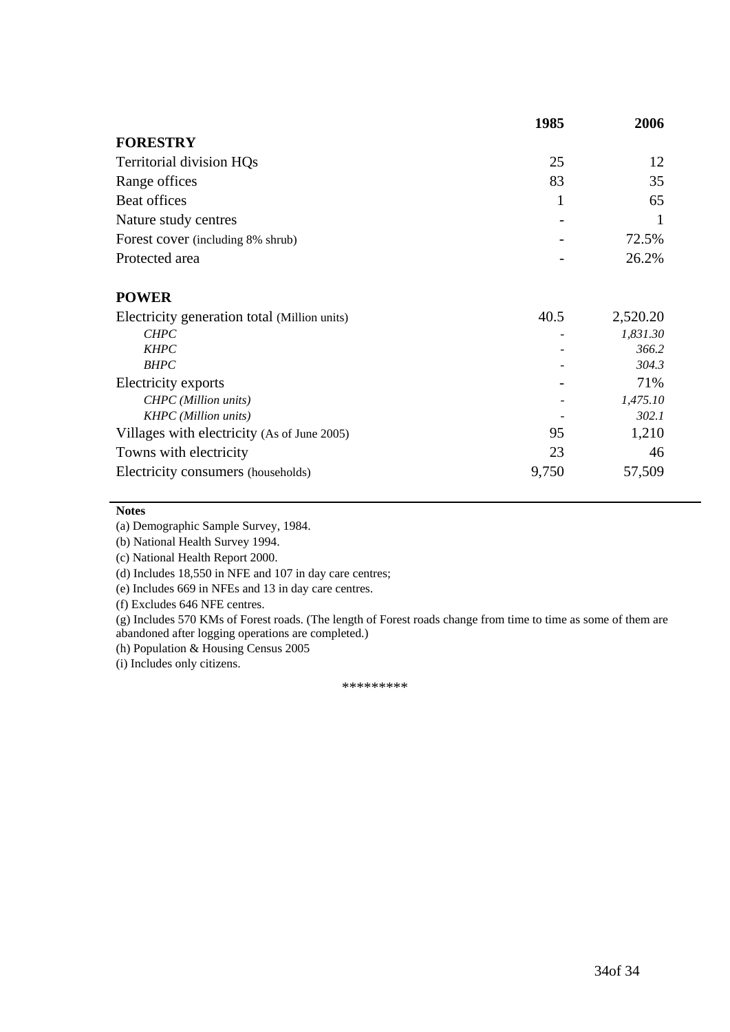| | 1985 | 2006 |
|---|---|---|
| **FORESTRY** | | |
| Territorial division HQs | 25 | 12 |
| Range offices | 83 | 35 |
| Beat offices | 1 | 65 |
| Nature study centres | - | 1 |
| Forest cover (including 8% shrub) | - | 72.5% |
| Protected area | - | 26.2% |
| **POWER** | | |
| Electricity generation total (Million units) | 40.5 | 2,520.20 |
| *CHPC* | - | *1,831.30* |
| *KHPC* | - | *366.2* |
| *BHPC* | - | *304.3* |
| Electricity exports | - | 71% |
| *CHPC (Million units)* | - | *1,475.10* |
| *KHPC (Million units)* | - | *302.1* |
| Villages with electricity (As of June 2005) | 95 | 1,210 |
| Towns with electricity | 23 | 46 |
| Electricity consumers (households) | 9,750 | 57,509 |

**Notes**

(a) Demographic Sample Survey, 1984.
(b) National Health Survey 1994.
(c) National Health Report 2000.
(d) Includes 18,550 in NFE and 107 in day care centres;
(e) Includes 669 in NFEs and 13 in day care centres.
(f) Excludes 646 NFE centres.
(g) Includes 570 KMs of Forest roads. (The length of Forest roads change from time to time as some of them are abandoned after logging operations are completed.)
(h) Population & Housing Census 2005
(i) Includes only citizens.

*********